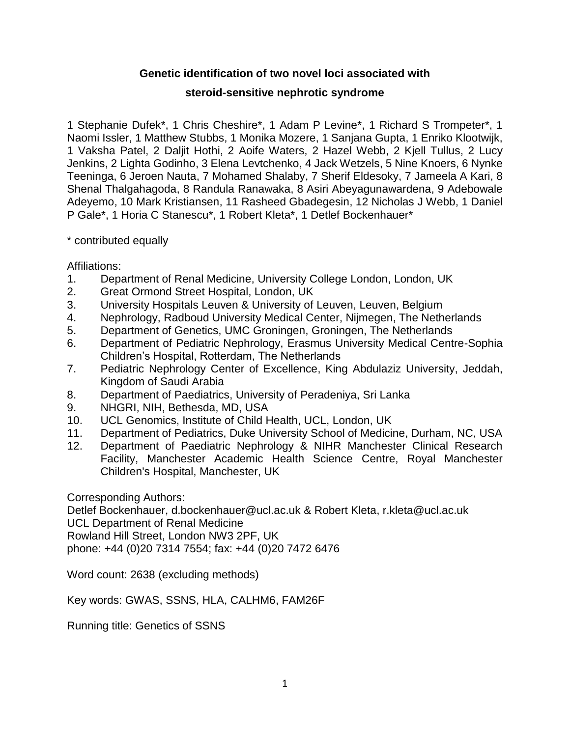# Genetic identification of two novel loci associated with steroid-sensitive nephrotic syndrome

1 Stephanie Dufek*, 1 Chris Cheshire*, 1 Adam P Levine*, 1 Richard S Trompeter*, 1 Naomi Issler, 1 Matthew Stubbs, 1 Monika Mozere, 1 Sanjana Gupta, 1 Enriko Klootwijk, 1 Vaksha Patel, 2 Daljit Hothi, 2 Aoife Waters, 2 Hazel Webb, 2 Kjell Tullus, 2 Lucy Jenkins, 2 Lighta Godinho, 3 Elena Levtchenko, 4 Jack Wetzels, 5 Nine Knoers, 6 Nynke Teeninga, 6 Jeroen Nauta, 7 Mohamed Shalaby, 7 Sherif Eldesoky, 7 Jameela A Kari, 8 Shenal Thalgahagoda, 8 Randula Ranawaka, 8 Asiri Abeyagunawardena, 9 Adebowale Adeyemo, 10 Mark Kristiansen, 11 Rasheed Gbadegesin, 12 Nicholas J Webb, 1 Daniel P Gale*, 1 Horia C Stanescu*, 1 Robert Kleta*, 1 Detlef Bockenhauer*

\* contributed equally

Affiliations:

1. Department of Renal Medicine, University College London, London, UK
2. Great Ormond Street Hospital, London, UK
3. University Hospitals Leuven & University of Leuven, Leuven, Belgium
4. Nephrology, Radboud University Medical Center, Nijmegen, The Netherlands
5. Department of Genetics, UMC Groningen, Groningen, The Netherlands
6. Department of Pediatric Nephrology, Erasmus University Medical Centre-Sophia Children's Hospital, Rotterdam, The Netherlands
7. Pediatric Nephrology Center of Excellence, King Abdulaziz University, Jeddah, Kingdom of Saudi Arabia
8. Department of Paediatrics, University of Peradeniya, Sri Lanka
9. NHGRI, NIH, Bethesda, MD, USA
10. UCL Genomics, Institute of Child Health, UCL, London, UK
11. Department of Pediatrics, Duke University School of Medicine, Durham, NC, USA
12. Department of Paediatric Nephrology & NIHR Manchester Clinical Research Facility, Manchester Academic Health Science Centre, Royal Manchester Children's Hospital, Manchester, UK

Corresponding Authors:
Detlef Bockenhauer, d.bockenhauer@ucl.ac.uk & Robert Kleta, r.kleta@ucl.ac.uk
UCL Department of Renal Medicine
Rowland Hill Street, London NW3 2PF, UK
phone: +44 (0)20 7314 7554; fax: +44 (0)20 7472 6476

Word count: 2638 (excluding methods)

Key words: GWAS, SSNS, HLA, CALHM6, FAM26F

Running title: Genetics of SSNS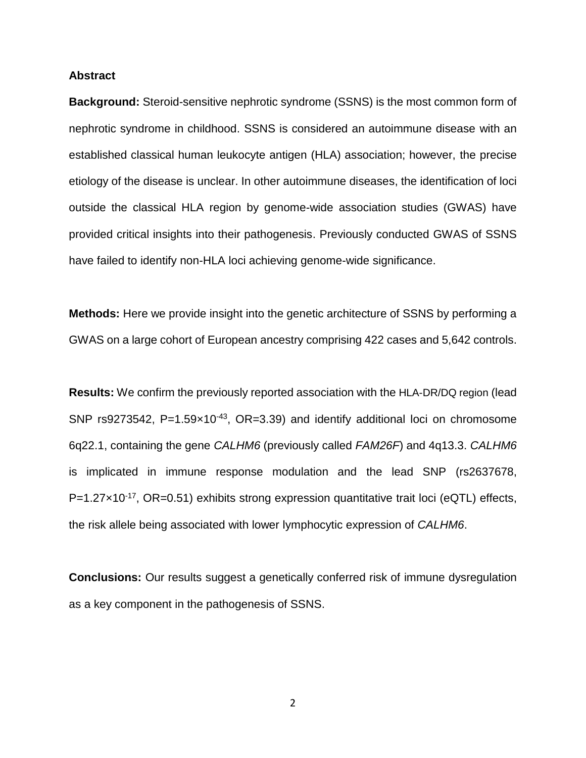## Abstract

**Background:** Steroid-sensitive nephrotic syndrome (SSNS) is the most common form of nephrotic syndrome in childhood. SSNS is considered an autoimmune disease with an established classical human leukocyte antigen (HLA) association; however, the precise etiology of the disease is unclear. In other autoimmune diseases, the identification of loci outside the classical HLA region by genome-wide association studies (GWAS) have provided critical insights into their pathogenesis. Previously conducted GWAS of SSNS have failed to identify non-HLA loci achieving genome-wide significance.

**Methods:** Here we provide insight into the genetic architecture of SSNS by performing a GWAS on a large cohort of European ancestry comprising 422 cases and 5,642 controls.

**Results:** We confirm the previously reported association with the HLA-DR/DQ region (lead SNP rs9273542, $P=1.59\times10^{-43}$, OR=3.39) and identify additional loci on chromosome 6q22.1, containing the gene *CALHM6* (previously called *FAM26F*) and 4q13.3. *CALHM6* is implicated in immune response modulation and the lead SNP (rs2637678, $P=1.27\times10^{-17}$, OR=0.51) exhibits strong expression quantitative trait loci (eQTL) effects, the risk allele being associated with lower lymphocytic expression of *CALHM6*.

**Conclusions:** Our results suggest a genetically conferred risk of immune dysregulation as a key component in the pathogenesis of SSNS.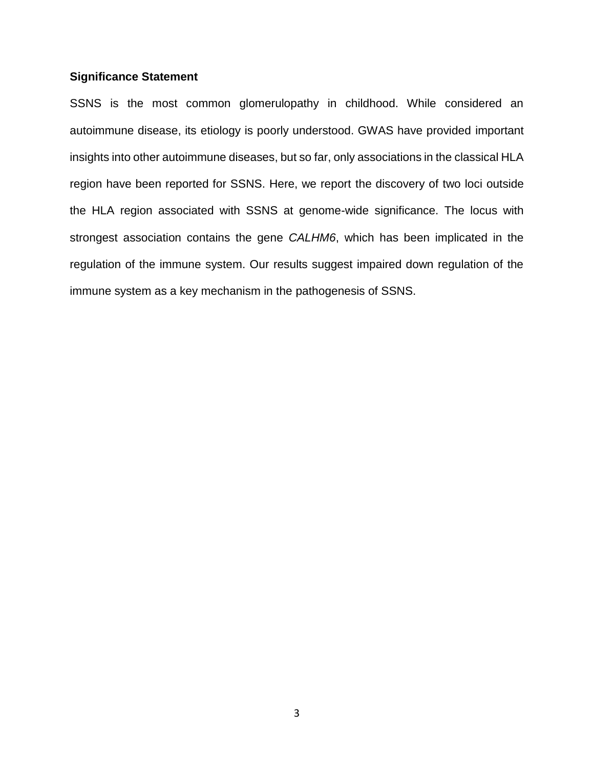**Significance Statement**

SSNS is the most common glomerulopathy in childhood. While considered an autoimmune disease, its etiology is poorly understood. GWAS have provided important insights into other autoimmune diseases, but so far, only associations in the classical HLA region have been reported for SSNS. Here, we report the discovery of two loci outside the HLA region associated with SSNS at genome-wide significance. The locus with strongest association contains the gene *CALHM6*, which has been implicated in the regulation of the immune system. Our results suggest impaired down regulation of the immune system as a key mechanism in the pathogenesis of SSNS.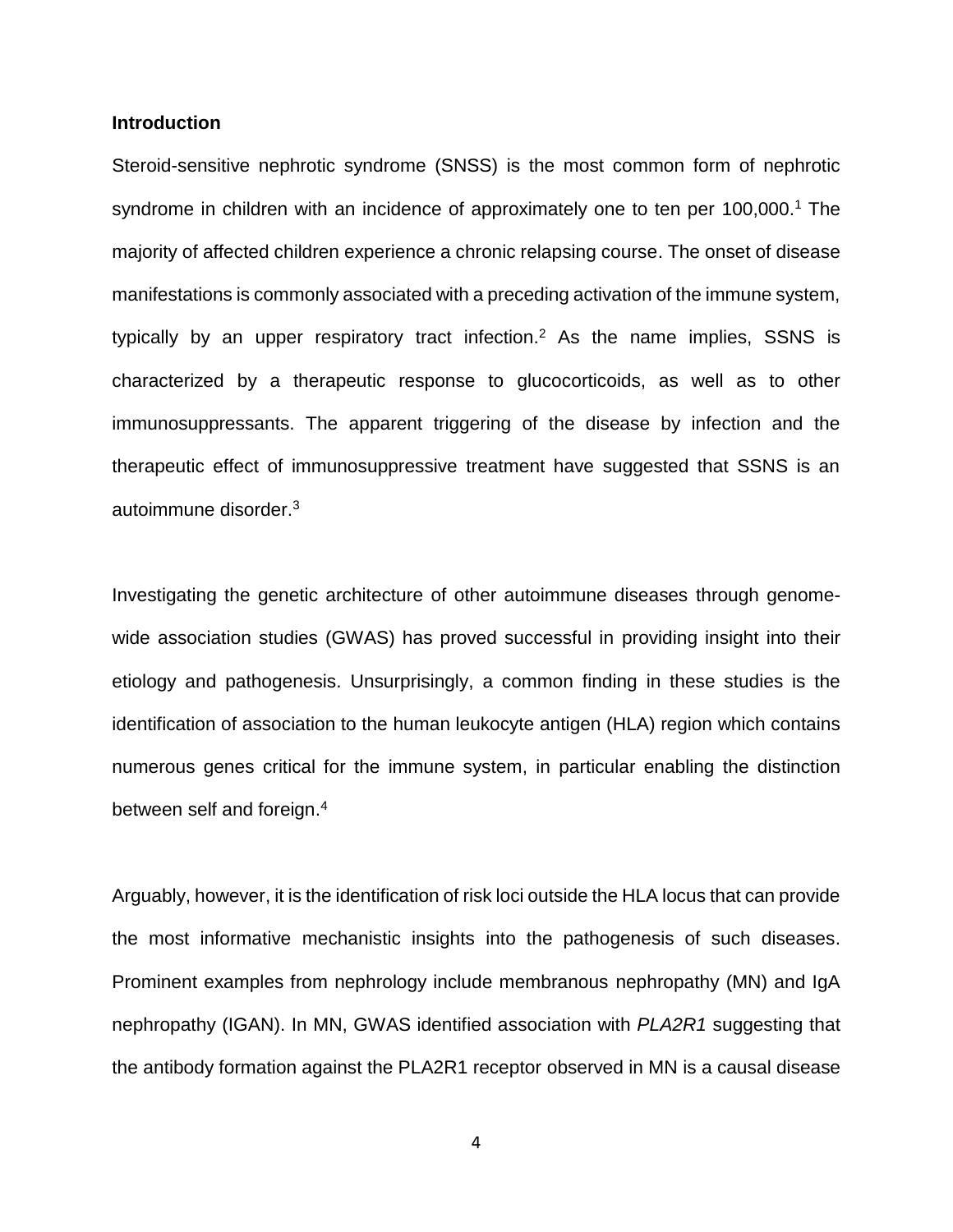**Introduction**

Steroid-sensitive nephrotic syndrome (SNSS) is the most common form of nephrotic syndrome in children with an incidence of approximately one to ten per 100,000.[1] The majority of affected children experience a chronic relapsing course. The onset of disease manifestations is commonly associated with a preceding activation of the immune system, typically by an upper respiratory tract infection.[2] As the name implies, SSNS is characterized by a therapeutic response to glucocorticoids, as well as to other immunosuppressants. The apparent triggering of the disease by infection and the therapeutic effect of immunosuppressive treatment have suggested that SSNS is an autoimmune disorder.[3]

Investigating the genetic architecture of other autoimmune diseases through genome-wide association studies (GWAS) has proved successful in providing insight into their etiology and pathogenesis. Unsurprisingly, a common finding in these studies is the identification of association to the human leukocyte antigen (HLA) region which contains numerous genes critical for the immune system, in particular enabling the distinction between self and foreign.[4]

Arguably, however, it is the identification of risk loci outside the HLA locus that can provide the most informative mechanistic insights into the pathogenesis of such diseases. Prominent examples from nephrology include membranous nephropathy (MN) and IgA nephropathy (IGAN). In MN, GWAS identified association with *PLA2R1* suggesting that the antibody formation against the PLA2R1 receptor observed in MN is a causal disease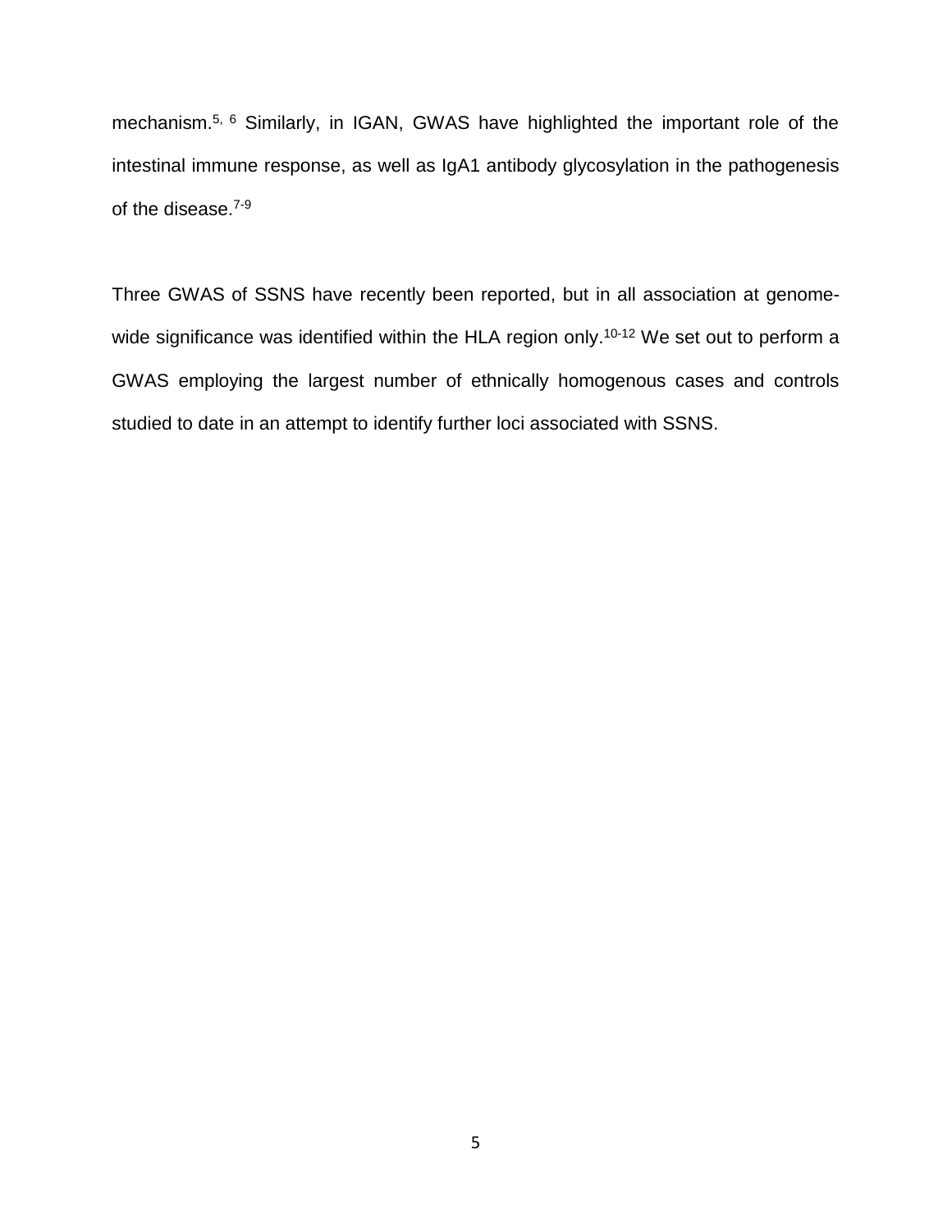mechanism.[5, 6] Similarly, in IGAN, GWAS have highlighted the important role of the intestinal immune response, as well as IgA1 antibody glycosylation in the pathogenesis of the disease.[7-9]

Three GWAS of SSNS have recently been reported, but in all association at genome-wide significance was identified within the HLA region only.[10-12] We set out to perform a GWAS employing the largest number of ethnically homogenous cases and controls studied to date in an attempt to identify further loci associated with SSNS.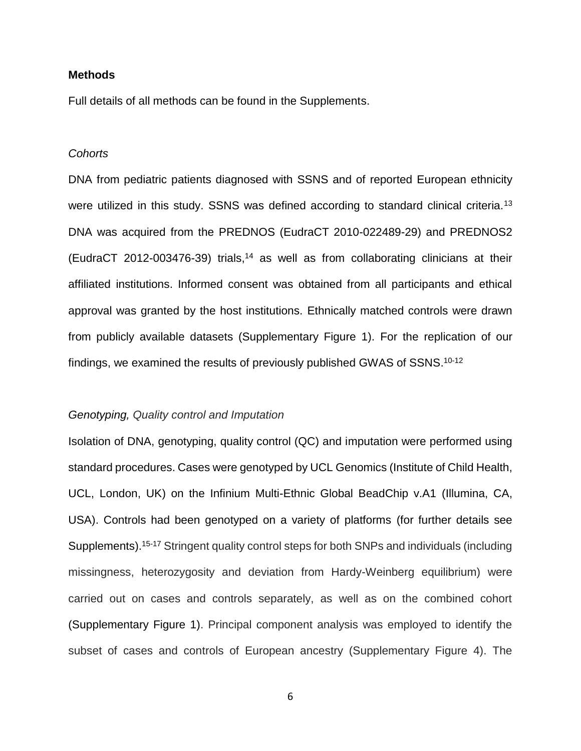## Methods

Full details of all methods can be found in the Supplements.

### *Cohorts*

DNA from pediatric patients diagnosed with SSNS and of reported European ethnicity were utilized in this study. SSNS was defined according to standard clinical criteria.[13] DNA was acquired from the PREDNOS (EudraCT 2010-022489-29) and PREDNOS2 (EudraCT 2012-003476-39) trials,[14] as well as from collaborating clinicians at their affiliated institutions. Informed consent was obtained from all participants and ethical approval was granted by the host institutions. Ethnically matched controls were drawn from publicly available datasets (Supplementary Figure 1). For the replication of our findings, we examined the results of previously published GWAS of SSNS.[10-12]

### *Genotyping, Quality control and Imputation*

Isolation of DNA, genotyping, quality control (QC) and imputation were performed using standard procedures. Cases were genotyped by UCL Genomics (Institute of Child Health, UCL, London, UK) on the Infinium Multi-Ethnic Global BeadChip v.A1 (Illumina, CA, USA). Controls had been genotyped on a variety of platforms (for further details see Supplements).[15-17] Stringent quality control steps for both SNPs and individuals (including missingness, heterozygosity and deviation from Hardy-Weinberg equilibrium) were carried out on cases and controls separately, as well as on the combined cohort (Supplementary Figure 1). Principal component analysis was employed to identify the subset of cases and controls of European ancestry (Supplementary Figure 4). The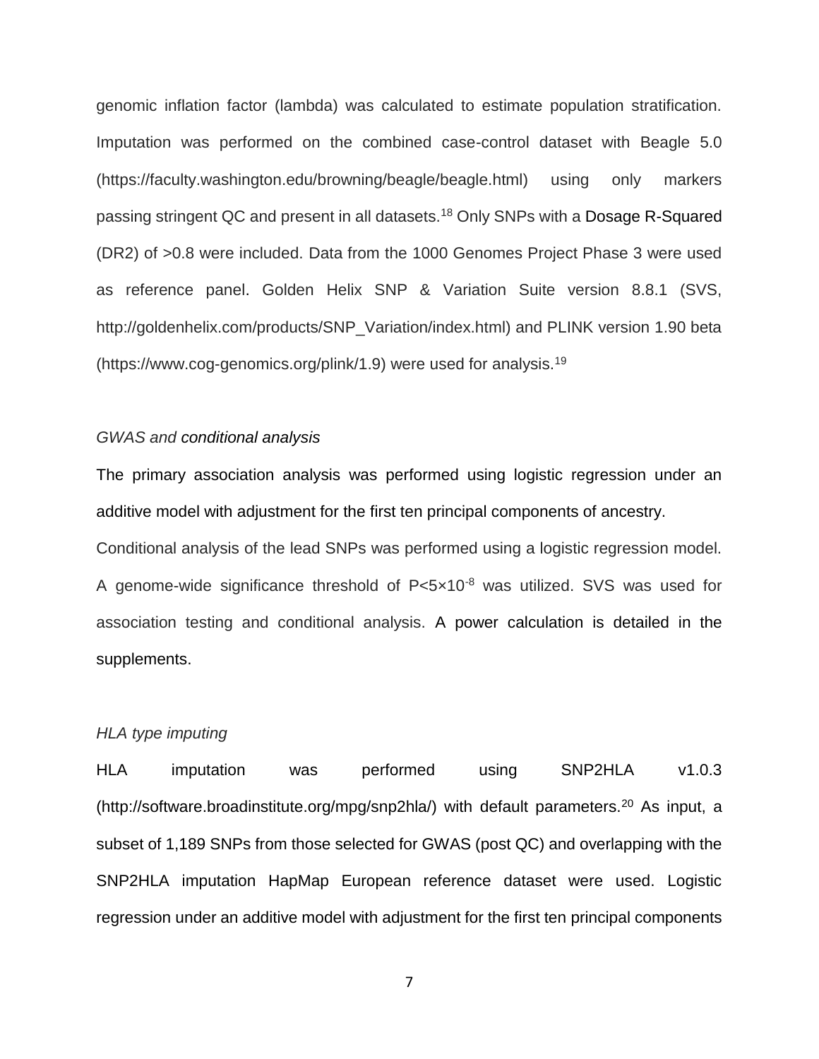genomic inflation factor (lambda) was calculated to estimate population stratification. Imputation was performed on the combined case-control dataset with Beagle 5.0 (https://faculty.washington.edu/browning/beagle/beagle.html) using only markers passing stringent QC and present in all datasets.[18] Only SNPs with a Dosage R-Squared (DR2) of >0.8 were included. Data from the 1000 Genomes Project Phase 3 were used as reference panel. Golden Helix SNP & Variation Suite version 8.8.1 (SVS, http://goldenhelix.com/products/SNP_Variation/index.html) and PLINK version 1.90 beta (https://www.cog-genomics.org/plink/1.9) were used for analysis.[19]

*GWAS and conditional analysis*

The primary association analysis was performed using logistic regression under an additive model with adjustment for the first ten principal components of ancestry.

Conditional analysis of the lead SNPs was performed using a logistic regression model. A genome-wide significance threshold of $P<5\times10^{-8}$ was utilized. SVS was used for association testing and conditional analysis. A power calculation is detailed in the supplements.

*HLA type imputing*

HLA imputation was performed using SNP2HLA v1.0.3 (http://software.broadinstitute.org/mpg/snp2hla/) with default parameters.[20] As input, a subset of 1,189 SNPs from those selected for GWAS (post QC) and overlapping with the SNP2HLA imputation HapMap European reference dataset were used. Logistic regression under an additive model with adjustment for the first ten principal components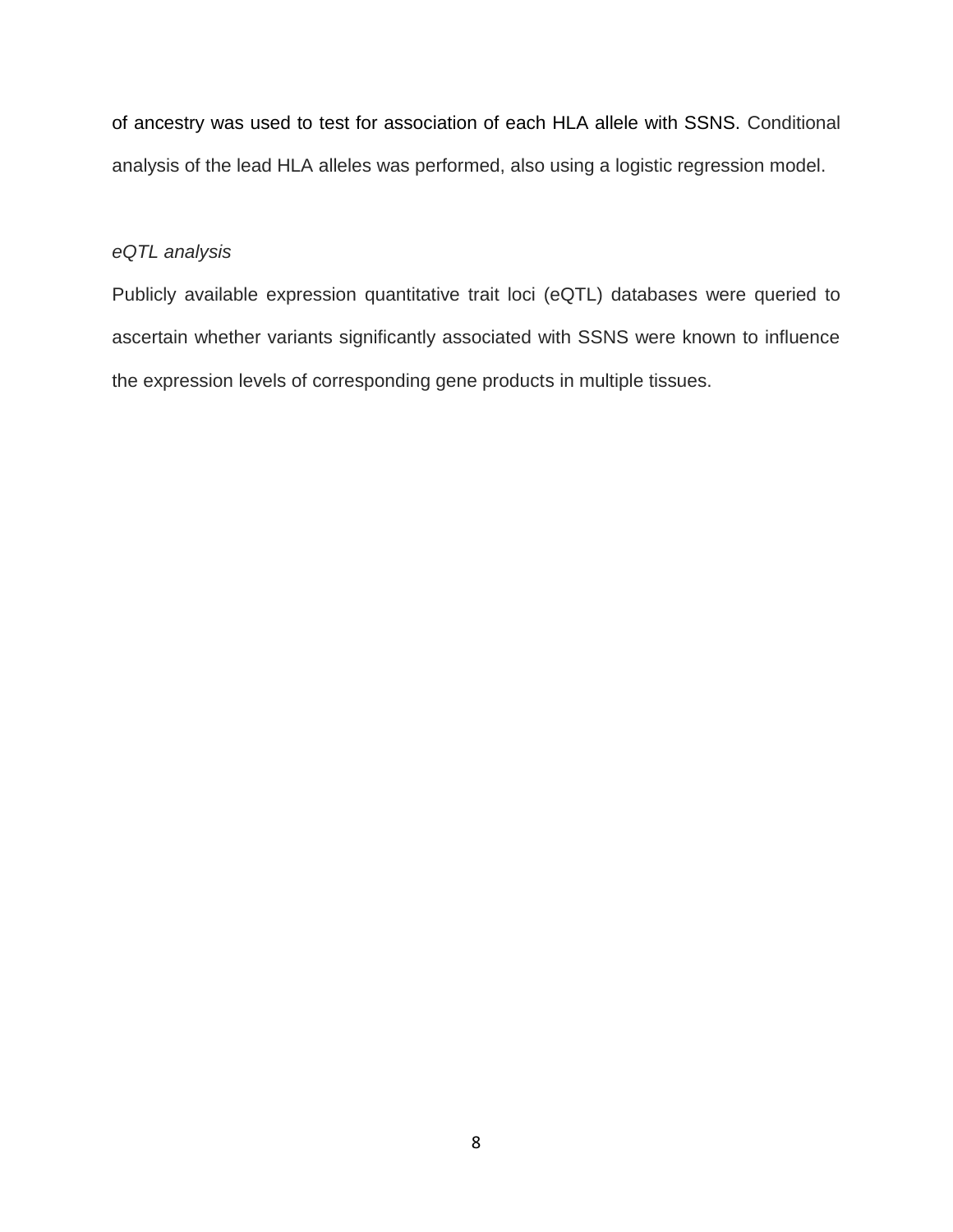of ancestry was used to test for association of each HLA allele with SSNS. Conditional analysis of the lead HLA alleles was performed, also using a logistic regression model.

*eQTL analysis*

Publicly available expression quantitative trait loci (eQTL) databases were queried to ascertain whether variants significantly associated with SSNS were known to influence the expression levels of corresponding gene products in multiple tissues.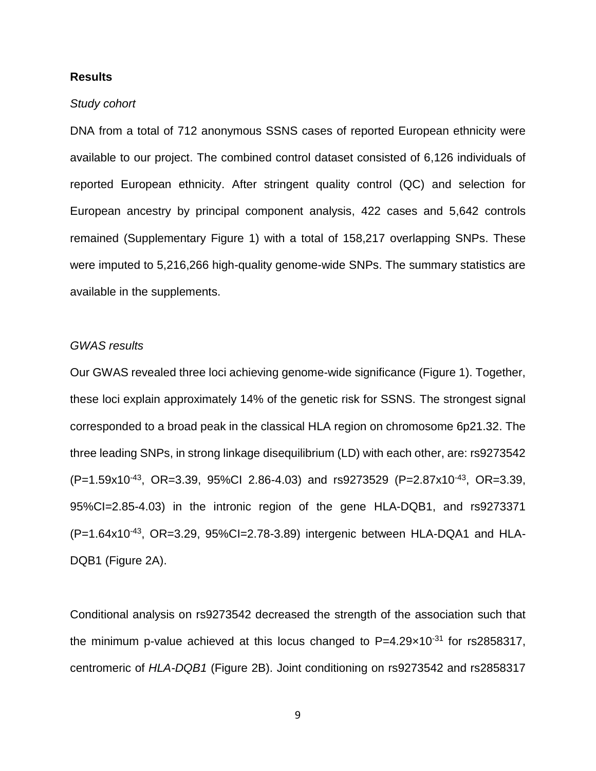**Results**

*Study cohort*

DNA from a total of 712 anonymous SSNS cases of reported European ethnicity were available to our project. The combined control dataset consisted of 6,126 individuals of reported European ethnicity. After stringent quality control (QC) and selection for European ancestry by principal component analysis, 422 cases and 5,642 controls remained (Supplementary Figure 1) with a total of 158,217 overlapping SNPs. These were imputed to 5,216,266 high-quality genome-wide SNPs. The summary statistics are available in the supplements.

*GWAS results*

Our GWAS revealed three loci achieving genome-wide significance (Figure 1). Together, these loci explain approximately 14% of the genetic risk for SSNS. The strongest signal corresponded to a broad peak in the classical HLA region on chromosome 6p21.32. The three leading SNPs, in strong linkage disequilibrium (LD) with each other, are: rs9273542 ($P=1.59 \times 10^{-43}$, OR=3.39, 95%CI 2.86-4.03) and rs9273529 ($P=2.87 \times 10^{-43}$, OR=3.39, 95%CI=2.85-4.03) in the intronic region of the gene HLA-DQB1, and rs9273371 ($P=1.64 \times 10^{-43}$, OR=3.29, 95%CI=2.78-3.89) intergenic between HLA-DQA1 and HLA-DQB1 (Figure 2A).

Conditional analysis on rs9273542 decreased the strength of the association such that the minimum p-value achieved at this locus changed to $P=4.29 \times 10^{-31}$ for rs2858317, centromeric of *HLA-DQB1* (Figure 2B). Joint conditioning on rs9273542 and rs2858317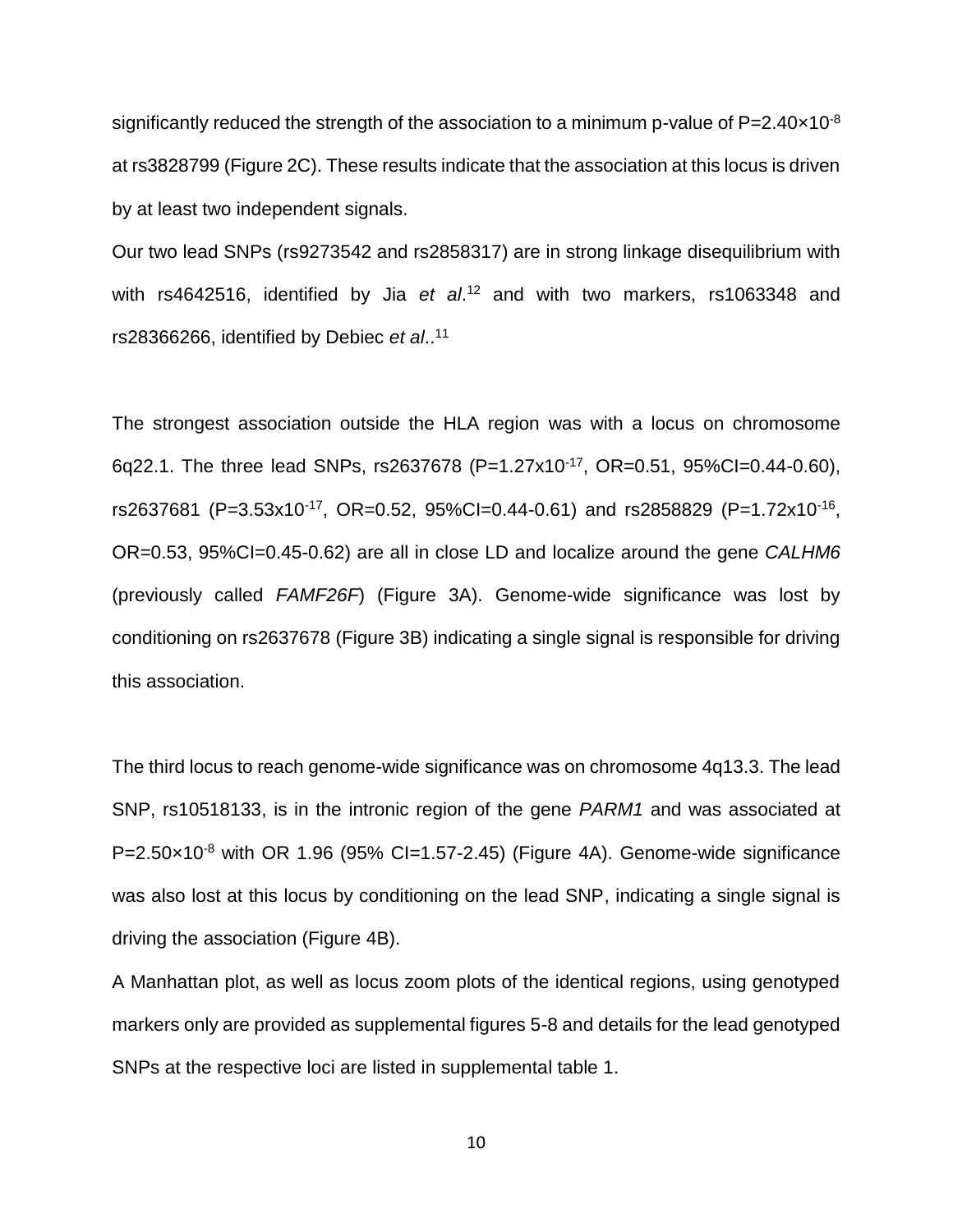significantly reduced the strength of the association to a minimum p-value of $P=2.40\times10^{-8}$ at rs3828799 (Figure 2C). These results indicate that the association at this locus is driven by at least two independent signals.

Our two lead SNPs (rs9273542 and rs2858317) are in strong linkage disequilibrium with with rs4642516, identified by Jia *et al*.[12] and with two markers, rs1063348 and rs28366266, identified by Debiec *et al*..[11]

The strongest association outside the HLA region was with a locus on chromosome 6q22.1. The three lead SNPs, rs2637678 ($P=1.27\times10^{-17}$, OR=0.51, 95%CI=0.44-0.60), rs2637681 ($P=3.53\times10^{-17}$, OR=0.52, 95%CI=0.44-0.61) and rs2858829 ($P=1.72\times10^{-16}$, OR=0.53, 95%CI=0.45-0.62) are all in close LD and localize around the gene *CALHM6* (previously called *FAMF26F*) (Figure 3A). Genome-wide significance was lost by conditioning on rs2637678 (Figure 3B) indicating a single signal is responsible for driving this association.

The third locus to reach genome-wide significance was on chromosome 4q13.3. The lead SNP, rs10518133, is in the intronic region of the gene *PARM1* and was associated at $P=2.50\times10^{-8}$ with OR 1.96 (95% CI=1.57-2.45) (Figure 4A). Genome-wide significance was also lost at this locus by conditioning on the lead SNP, indicating a single signal is driving the association (Figure 4B).

A Manhattan plot, as well as locus zoom plots of the identical regions, using genotyped markers only are provided as supplemental figures 5-8 and details for the lead genotyped SNPs at the respective loci are listed in supplemental table 1.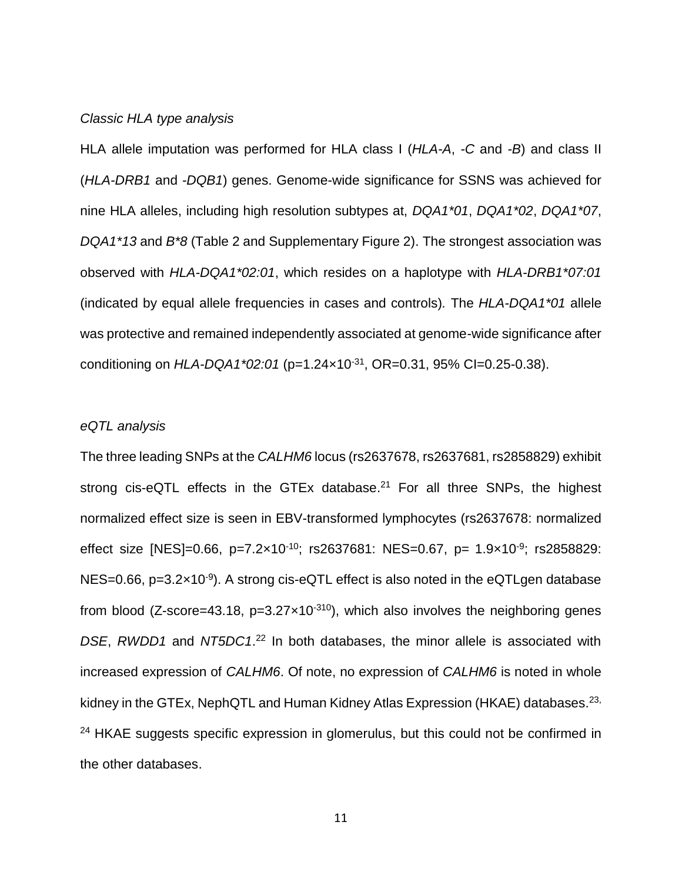*Classic HLA type analysis*

HLA allele imputation was performed for HLA class I (*HLA-A*, *-C* and *-B*) and class II (*HLA-DRB1* and *-DQB1*) genes. Genome-wide significance for SSNS was achieved for nine HLA alleles, including high resolution subtypes at, *DQA1*01*, *DQA1*02*, *DQA1*07*, *DQA1*13* and *B*8* (Table 2 and Supplementary Figure 2). The strongest association was observed with *HLA-DQA1*02:01*, which resides on a haplotype with *HLA-DRB1*07:01* (indicated by equal allele frequencies in cases and controls). The *HLA-DQA1*01* allele was protective and remained independently associated at genome-wide significance after conditioning on *HLA-DQA1*02:01* ($p=1.24\times10^{-31}$, OR=0.31, 95% CI=0.25-0.38).

*eQTL analysis*

The three leading SNPs at the *CALHM6* locus (rs2637678, rs2637681, rs2858829) exhibit strong cis-eQTL effects in the GTEx database.[21] For all three SNPs, the highest normalized effect size is seen in EBV-transformed lymphocytes (rs2637678: normalized effect size [NES]=0.66, $p=7.2\times10^{-10}$; rs2637681: NES=0.67, $p= 1.9\times10^{-9}$; rs2858829: NES=0.66, $p=3.2\times10^{-9}$). A strong cis-eQTL effect is also noted in the eQTLgen database from blood (Z-score=43.18, $p=3.27\times10^{-310}$), which also involves the neighboring genes *DSE*, *RWDD1* and *NT5DC1*.[22] In both databases, the minor allele is associated with increased expression of *CALHM6*. Of note, no expression of *CALHM6* is noted in whole kidney in the GTEx, NephQTL and Human Kidney Atlas Expression (HKAE) databases.[23,24] HKAE suggests specific expression in glomerulus, but this could not be confirmed in the other databases.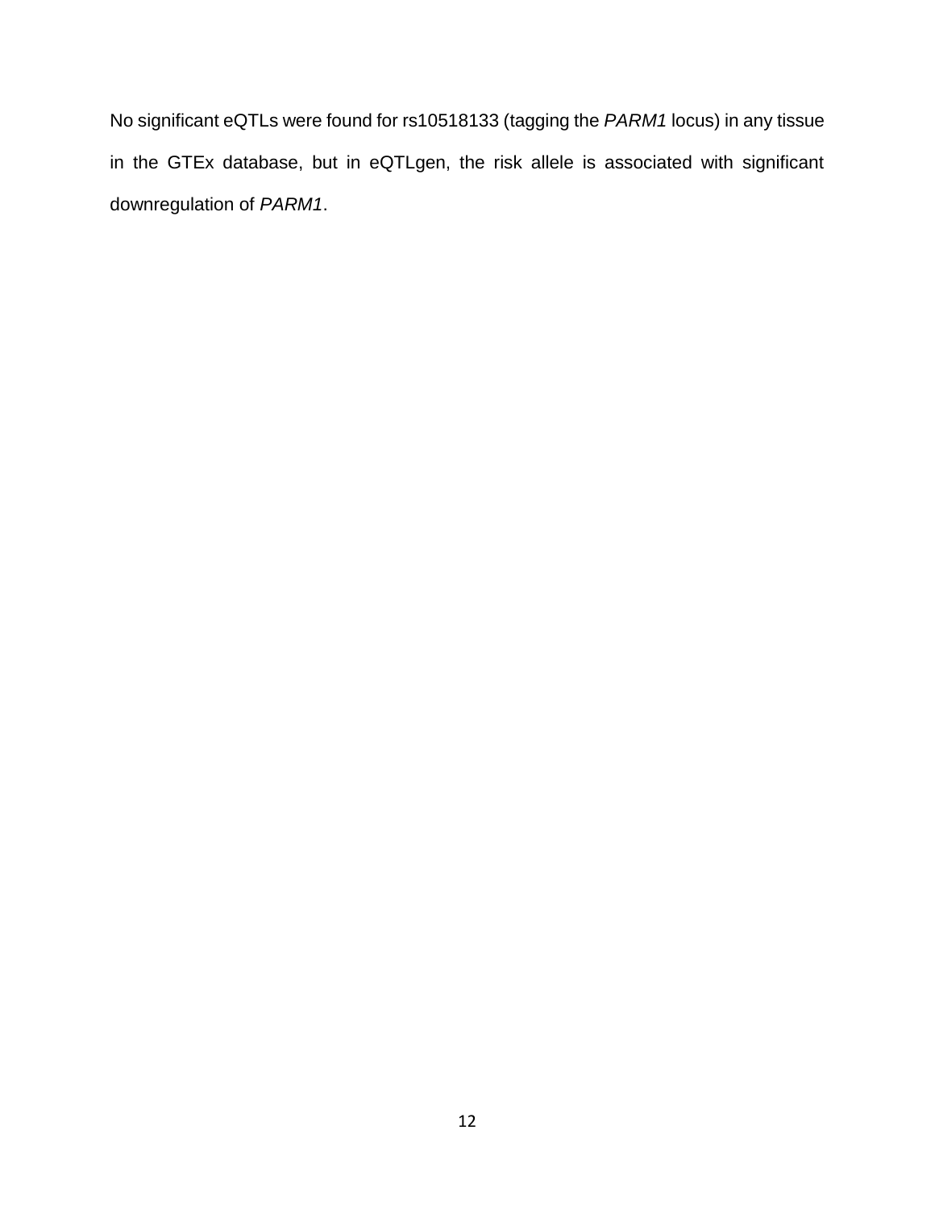No significant eQTLs were found for rs10518133 (tagging the *PARM1* locus) in any tissue in the GTEx database, but in eQTLgen, the risk allele is associated with significant downregulation of *PARM1*.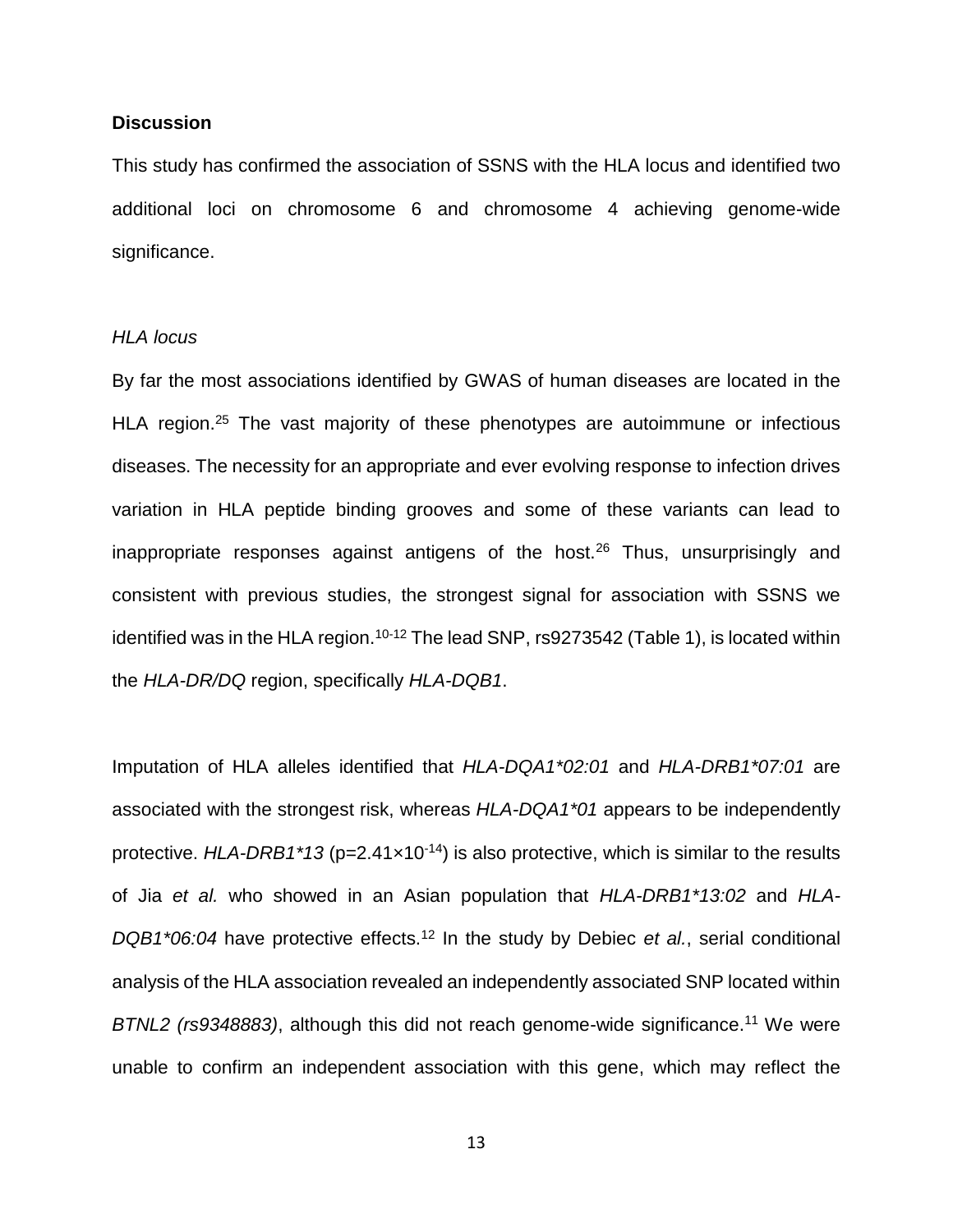## Discussion

This study has confirmed the association of SSNS with the HLA locus and identified two additional loci on chromosome 6 and chromosome 4 achieving genome-wide significance.

### *HLA locus*

By far the most associations identified by GWAS of human diseases are located in the HLA region.[25] The vast majority of these phenotypes are autoimmune or infectious diseases. The necessity for an appropriate and ever evolving response to infection drives variation in HLA peptide binding grooves and some of these variants can lead to inappropriate responses against antigens of the host.[26] Thus, unsurprisingly and consistent with previous studies, the strongest signal for association with SSNS we identified was in the HLA region.[10-12] The lead SNP, rs9273542 (Table 1), is located within the *HLA-DR/DQ* region, specifically *HLA-DQB1*.

Imputation of HLA alleles identified that *HLA-DQA1*02:01* and *HLA-DRB1*07:01* are associated with the strongest risk, whereas *HLA-DQA1*01* appears to be independently protective. *HLA-DRB1*13* ($p=2.41\times10^{-14}$) is also protective, which is similar to the results of Jia *et al.* who showed in an Asian population that *HLA-DRB1*13:02* and *HLA-DQB1*06:04* have protective effects.[12] In the study by Debiec *et al.*, serial conditional analysis of the HLA association revealed an independently associated SNP located within *BTNL2 (rs9348883)*, although this did not reach genome-wide significance.[11] We were unable to confirm an independent association with this gene, which may reflect the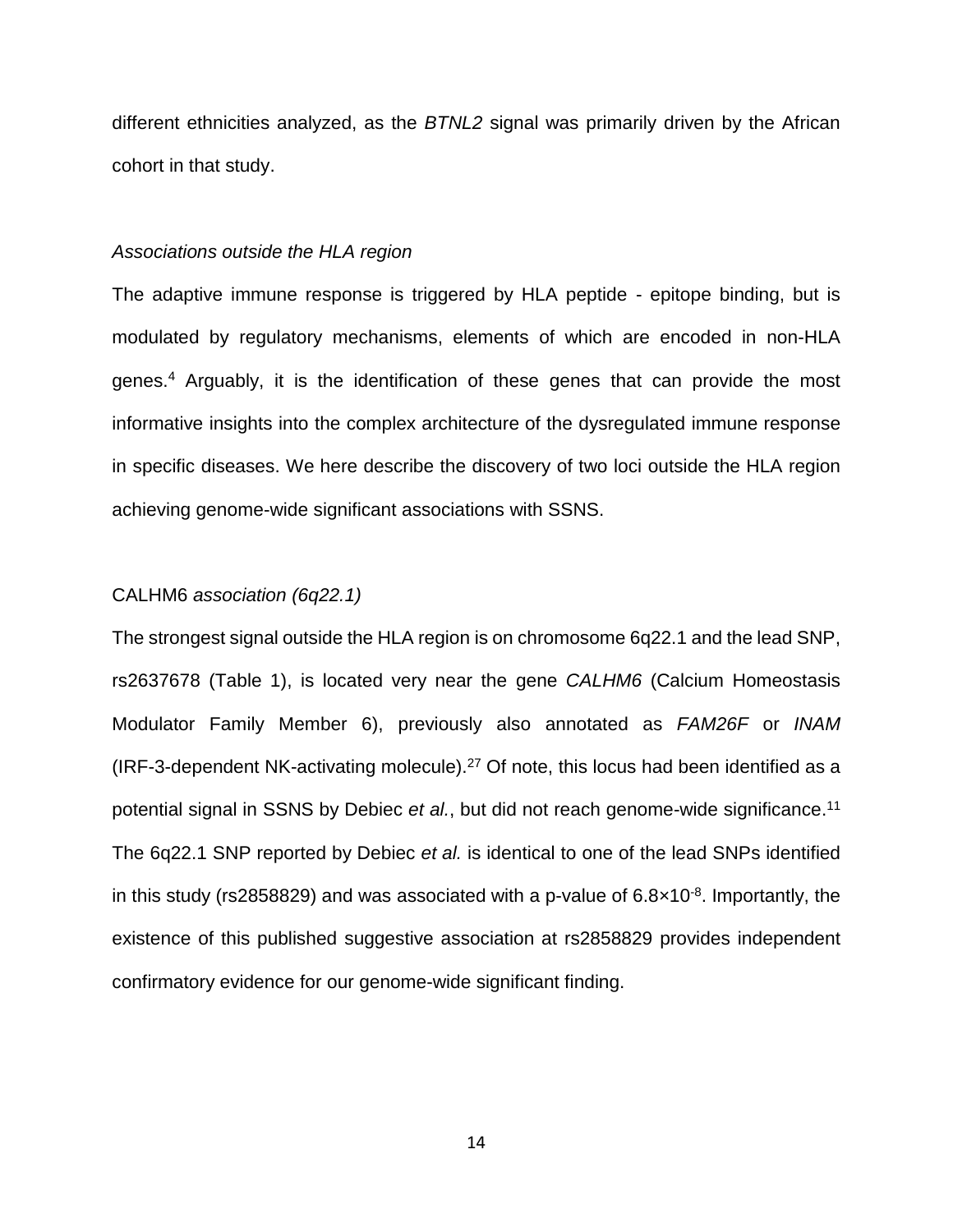different ethnicities analyzed, as the *BTNL2* signal was primarily driven by the African cohort in that study.

### *Associations outside the HLA region*

The adaptive immune response is triggered by HLA peptide - epitope binding, but is modulated by regulatory mechanisms, elements of which are encoded in non-HLA genes.[4] Arguably, it is the identification of these genes that can provide the most informative insights into the complex architecture of the dysregulated immune response in specific diseases. We here describe the discovery of two loci outside the HLA region achieving genome-wide significant associations with SSNS.

### CALHM6 *association (6q22.1)*

The strongest signal outside the HLA region is on chromosome 6q22.1 and the lead SNP, rs2637678 (Table 1), is located very near the gene *CALHM6* (Calcium Homeostasis Modulator Family Member 6), previously also annotated as *FAM26F* or *INAM* (IRF-3-dependent NK-activating molecule).[27] Of note, this locus had been identified as a potential signal in SSNS by Debiec *et al.*, but did not reach genome-wide significance.[11] The 6q22.1 SNP reported by Debiec *et al.* is identical to one of the lead SNPs identified in this study (rs2858829) and was associated with a p-value of $6.8\times10^{-8}$. Importantly, the existence of this published suggestive association at rs2858829 provides independent confirmatory evidence for our genome-wide significant finding.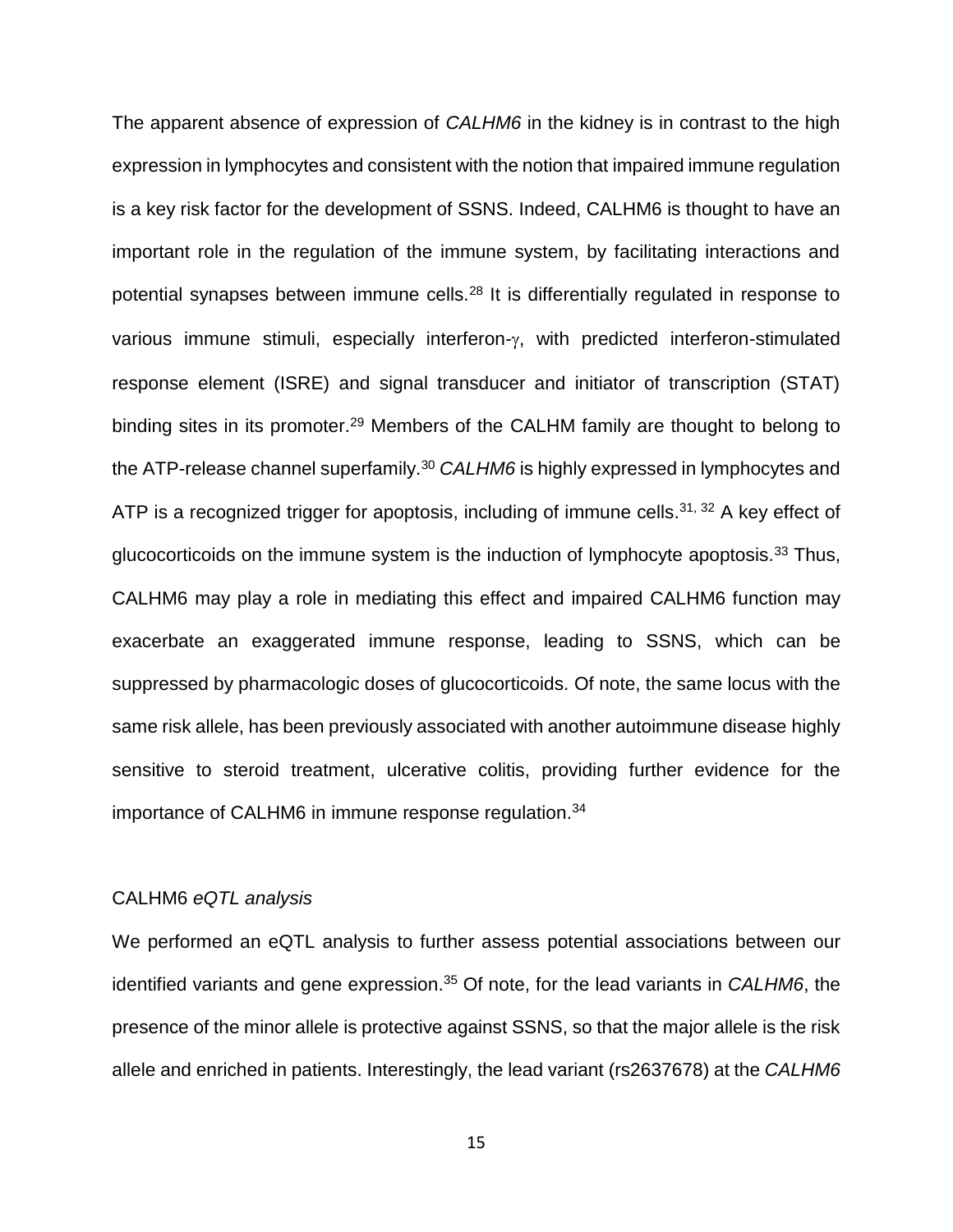The apparent absence of expression of *CALHM6* in the kidney is in contrast to the high expression in lymphocytes and consistent with the notion that impaired immune regulation is a key risk factor for the development of SSNS. Indeed, CALHM6 is thought to have an important role in the regulation of the immune system, by facilitating interactions and potential synapses between immune cells.[28] It is differentially regulated in response to various immune stimuli, especially interferon-$\gamma$, with predicted interferon-stimulated response element (ISRE) and signal transducer and initiator of transcription (STAT) binding sites in its promoter.[29] Members of the CALHM family are thought to belong to the ATP-release channel superfamily.[30] *CALHM6* is highly expressed in lymphocytes and ATP is a recognized trigger for apoptosis, including of immune cells.[31, 32] A key effect of glucocorticoids on the immune system is the induction of lymphocyte apoptosis.[33] Thus, CALHM6 may play a role in mediating this effect and impaired CALHM6 function may exacerbate an exaggerated immune response, leading to SSNS, which can be suppressed by pharmacologic doses of glucocorticoids. Of note, the same locus with the same risk allele, has been previously associated with another autoimmune disease highly sensitive to steroid treatment, ulcerative colitis, providing further evidence for the importance of CALHM6 in immune response regulation.[34]

### CALHM6 *eQTL analysis*

We performed an eQTL analysis to further assess potential associations between our identified variants and gene expression.[35] Of note, for the lead variants in *CALHM6*, the presence of the minor allele is protective against SSNS, so that the major allele is the risk allele and enriched in patients. Interestingly, the lead variant (rs2637678) at the *CALHM6*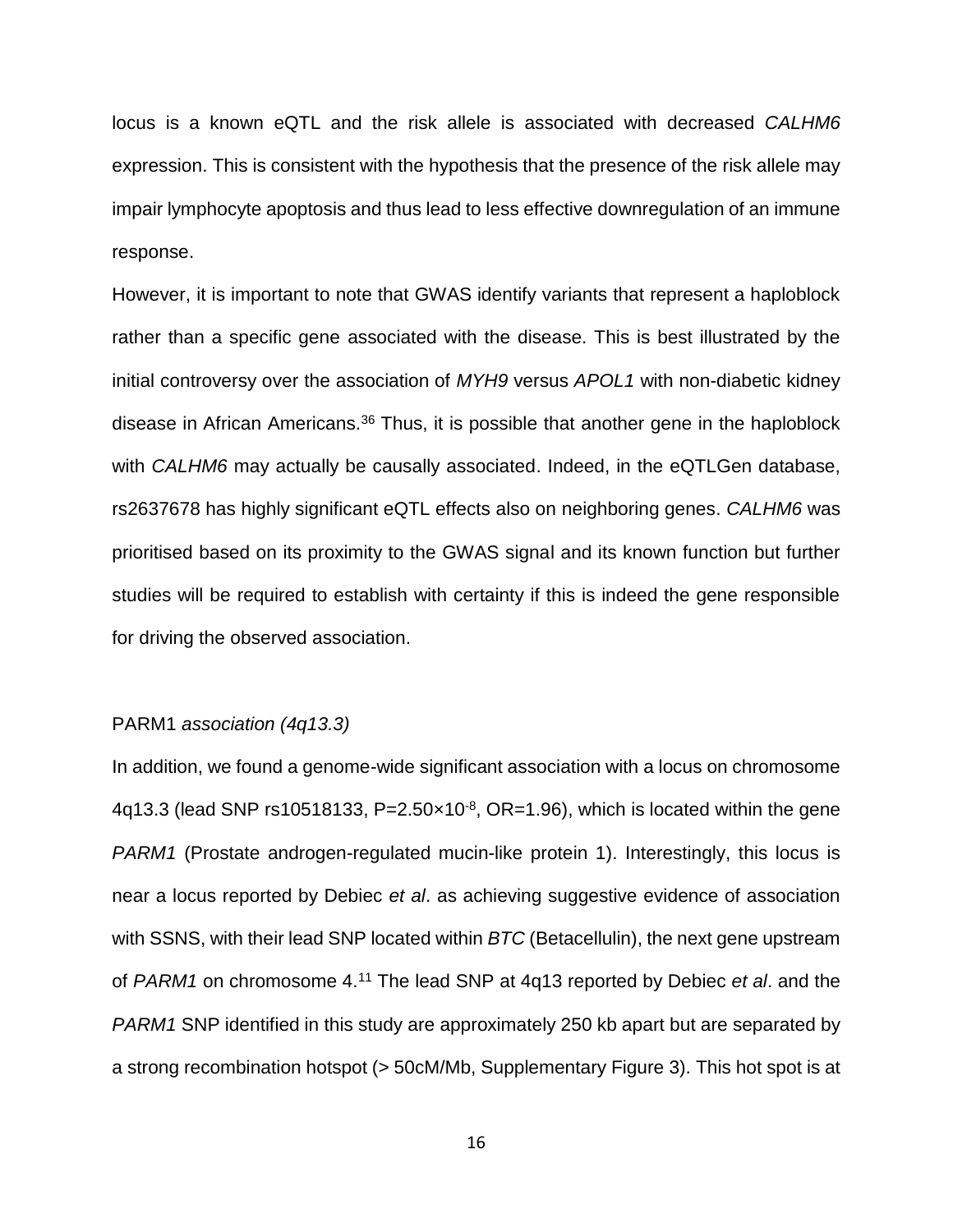locus is a known eQTL and the risk allele is associated with decreased *CALHM6* expression. This is consistent with the hypothesis that the presence of the risk allele may impair lymphocyte apoptosis and thus lead to less effective downregulation of an immune response.

However, it is important to note that GWAS identify variants that represent a haploblock rather than a specific gene associated with the disease. This is best illustrated by the initial controversy over the association of *MYH9* versus *APOL1* with non-diabetic kidney disease in African Americans.[36] Thus, it is possible that another gene in the haploblock with *CALHM6* may actually be causally associated. Indeed, in the eQTLGen database, rs2637678 has highly significant eQTL effects also on neighboring genes. *CALHM6* was prioritised based on its proximity to the GWAS signal and its known function but further studies will be required to establish with certainty if this is indeed the gene responsible for driving the observed association.

### PARM1 *association (4q13.3)*

In addition, we found a genome-wide significant association with a locus on chromosome 4q13.3 (lead SNP rs10518133, $P=2.50\times10^{-8}$, OR=1.96), which is located within the gene *PARM1* (Prostate androgen-regulated mucin-like protein 1). Interestingly, this locus is near a locus reported by Debiec *et al*. as achieving suggestive evidence of association with SSNS, with their lead SNP located within *BTC* (Betacellulin), the next gene upstream of *PARM1* on chromosome 4.[11] The lead SNP at 4q13 reported by Debiec *et al*. and the *PARM1* SNP identified in this study are approximately 250 kb apart but are separated by a strong recombination hotspot (> 50cM/Mb, Supplementary Figure 3). This hot spot is at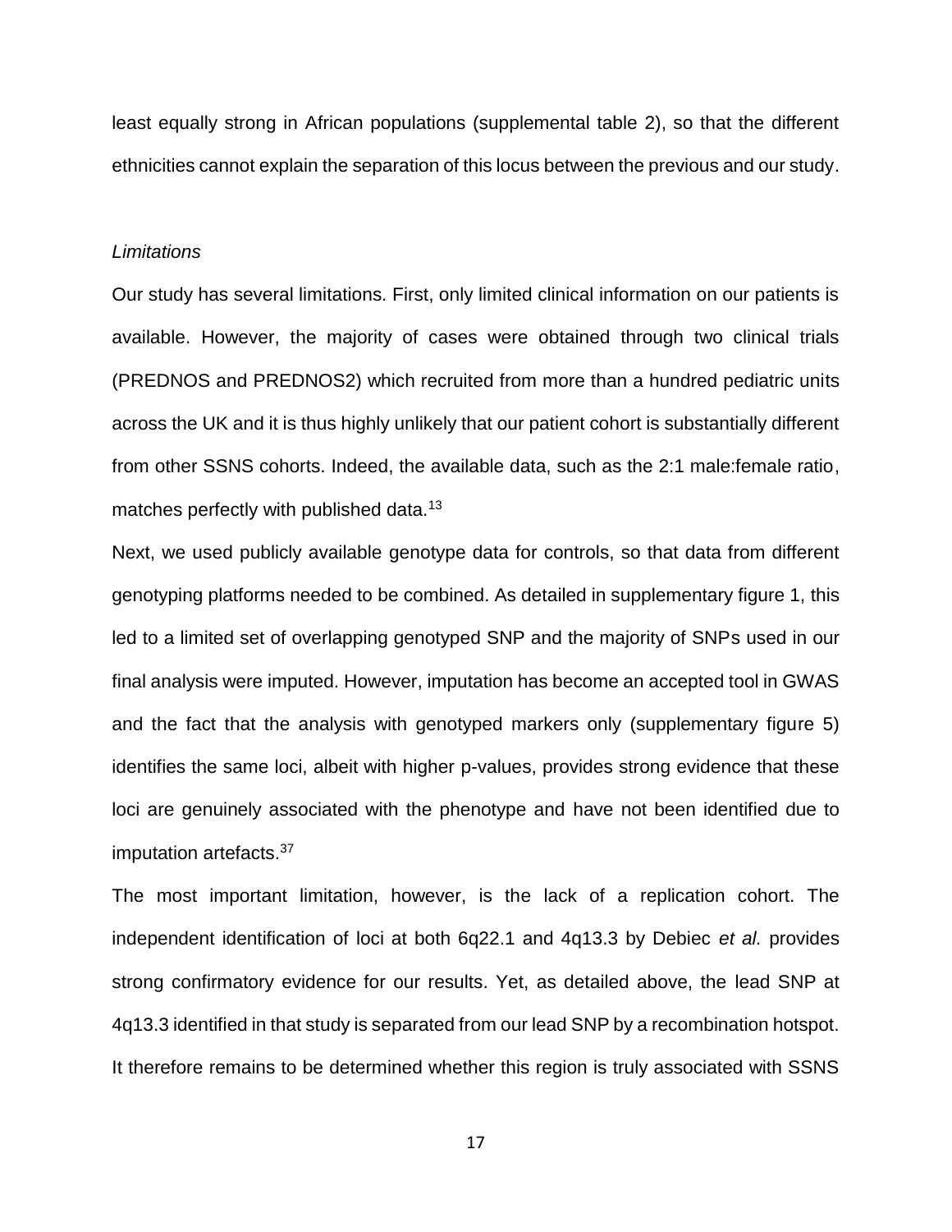least equally strong in African populations (supplemental table 2), so that the different ethnicities cannot explain the separation of this locus between the previous and our study.

*Limitations*

Our study has several limitations. First, only limited clinical information on our patients is available. However, the majority of cases were obtained through two clinical trials (PREDNOS and PREDNOS2) which recruited from more than a hundred pediatric units across the UK and it is thus highly unlikely that our patient cohort is substantially different from other SSNS cohorts. Indeed, the available data, such as the 2:1 male:female ratio, matches perfectly with published data.[13]

Next, we used publicly available genotype data for controls, so that data from different genotyping platforms needed to be combined. As detailed in supplementary figure 1, this led to a limited set of overlapping genotyped SNP and the majority of SNPs used in our final analysis were imputed. However, imputation has become an accepted tool in GWAS and the fact that the analysis with genotyped markers only (supplementary figure 5) identifies the same loci, albeit with higher p-values, provides strong evidence that these loci are genuinely associated with the phenotype and have not been identified due to imputation artefacts.[37]

The most important limitation, however, is the lack of a replication cohort. The independent identification of loci at both 6q22.1 and 4q13.3 by Debiec *et al.* provides strong confirmatory evidence for our results. Yet, as detailed above, the lead SNP at 4q13.3 identified in that study is separated from our lead SNP by a recombination hotspot. It therefore remains to be determined whether this region is truly associated with SSNS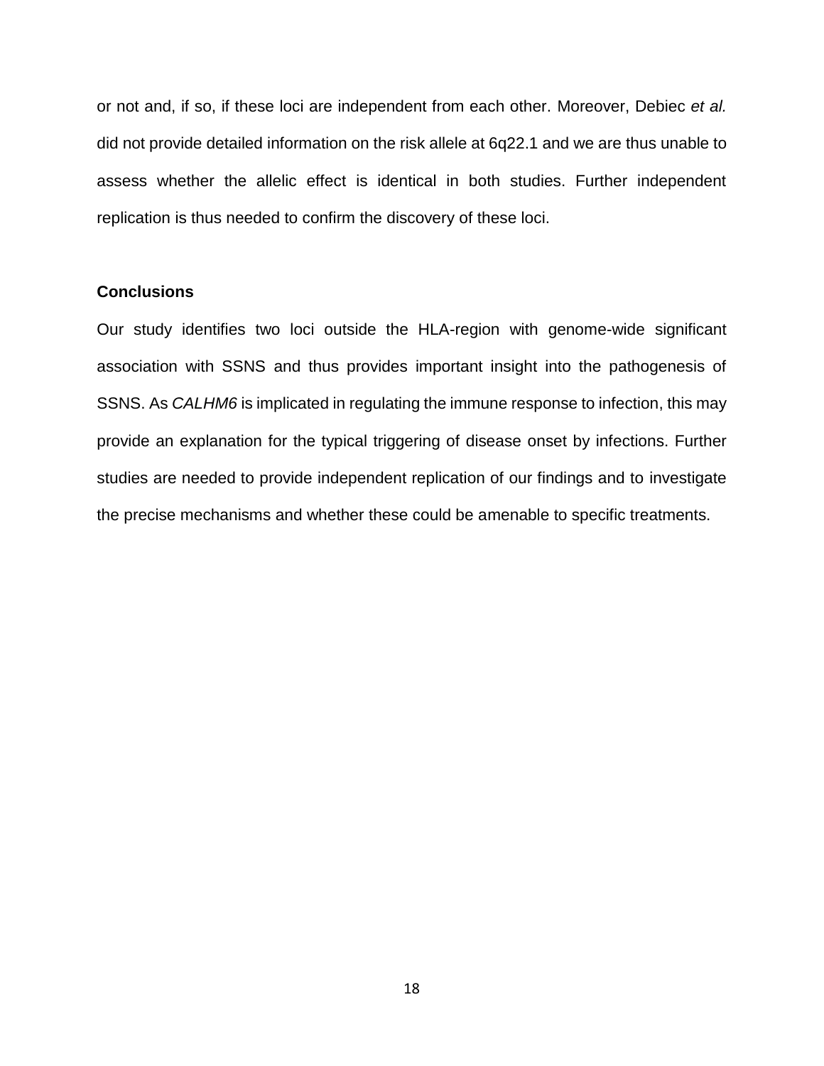or not and, if so, if these loci are independent from each other. Moreover, Debiec *et al.* did not provide detailed information on the risk allele at 6q22.1 and we are thus unable to assess whether the allelic effect is identical in both studies. Further independent replication is thus needed to confirm the discovery of these loci.

## Conclusions

Our study identifies two loci outside the HLA-region with genome-wide significant association with SSNS and thus provides important insight into the pathogenesis of SSNS. As *CALHM6* is implicated in regulating the immune response to infection, this may provide an explanation for the typical triggering of disease onset by infections. Further studies are needed to provide independent replication of our findings and to investigate the precise mechanisms and whether these could be amenable to specific treatments.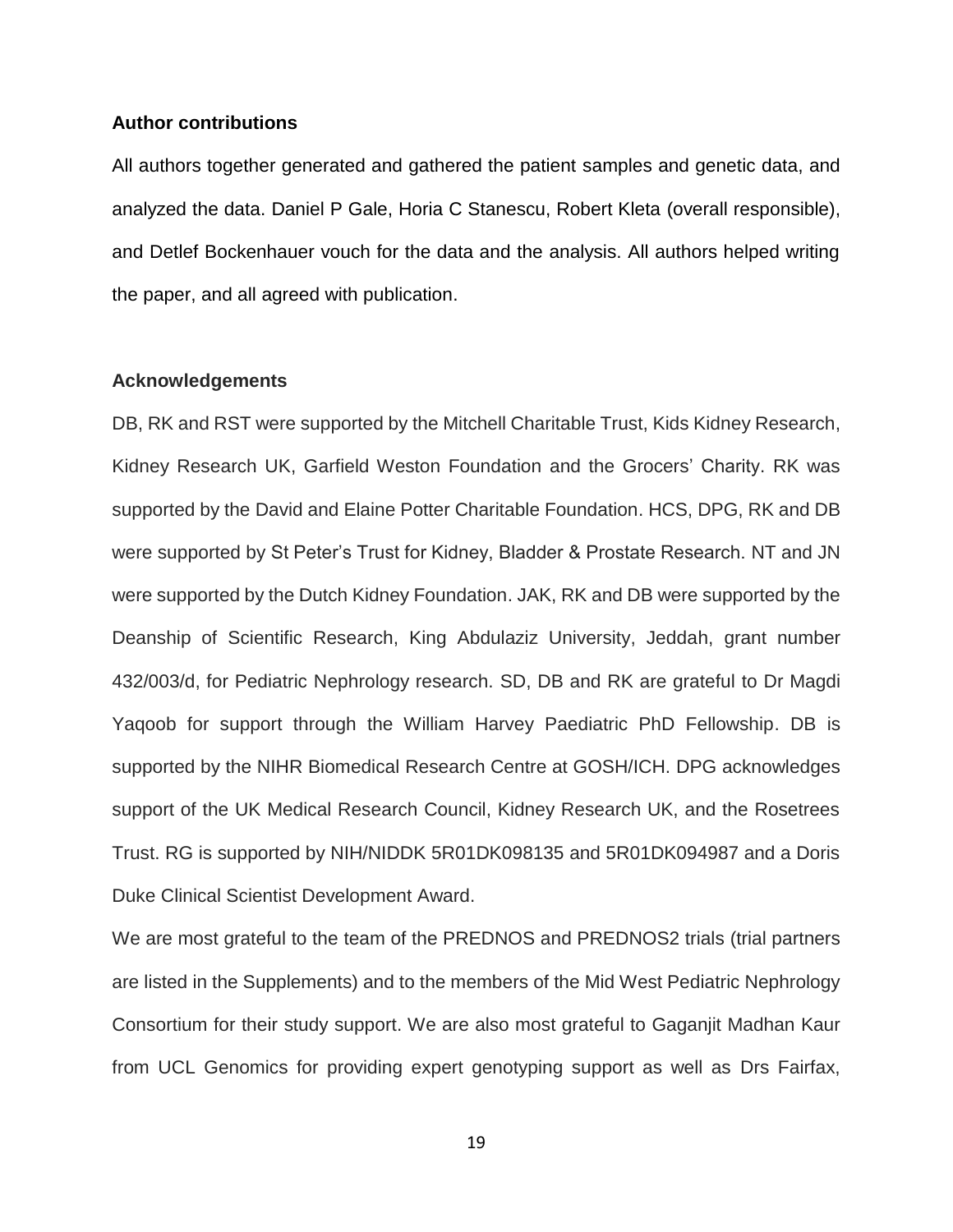### Author contributions

All authors together generated and gathered the patient samples and genetic data, and analyzed the data. Daniel P Gale, Horia C Stanescu, Robert Kleta (overall responsible), and Detlef Bockenhauer vouch for the data and the analysis. All authors helped writing the paper, and all agreed with publication.

### Acknowledgements

DB, RK and RST were supported by the Mitchell Charitable Trust, Kids Kidney Research, Kidney Research UK, Garfield Weston Foundation and the Grocers' Charity. RK was supported by the David and Elaine Potter Charitable Foundation. HCS, DPG, RK and DB were supported by St Peter's Trust for Kidney, Bladder & Prostate Research. NT and JN were supported by the Dutch Kidney Foundation. JAK, RK and DB were supported by the Deanship of Scientific Research, King Abdulaziz University, Jeddah, grant number 432/003/d, for Pediatric Nephrology research. SD, DB and RK are grateful to Dr Magdi Yaqoob for support through the William Harvey Paediatric PhD Fellowship. DB is supported by the NIHR Biomedical Research Centre at GOSH/ICH. DPG acknowledges support of the UK Medical Research Council, Kidney Research UK, and the Rosetrees Trust. RG is supported by NIH/NIDDK 5R01DK098135 and 5R01DK094987 and a Doris Duke Clinical Scientist Development Award.

We are most grateful to the team of the PREDNOS and PREDNOS2 trials (trial partners are listed in the Supplements) and to the members of the Mid West Pediatric Nephrology Consortium for their study support. We are also most grateful to Gaganjit Madhan Kaur from UCL Genomics for providing expert genotyping support as well as Drs Fairfax,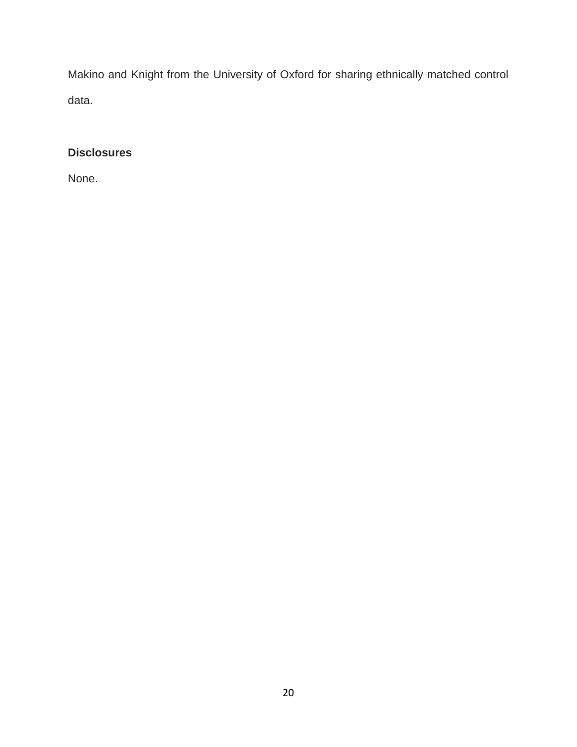Makino and Knight from the University of Oxford for sharing ethnically matched control data.

## Disclosures

None.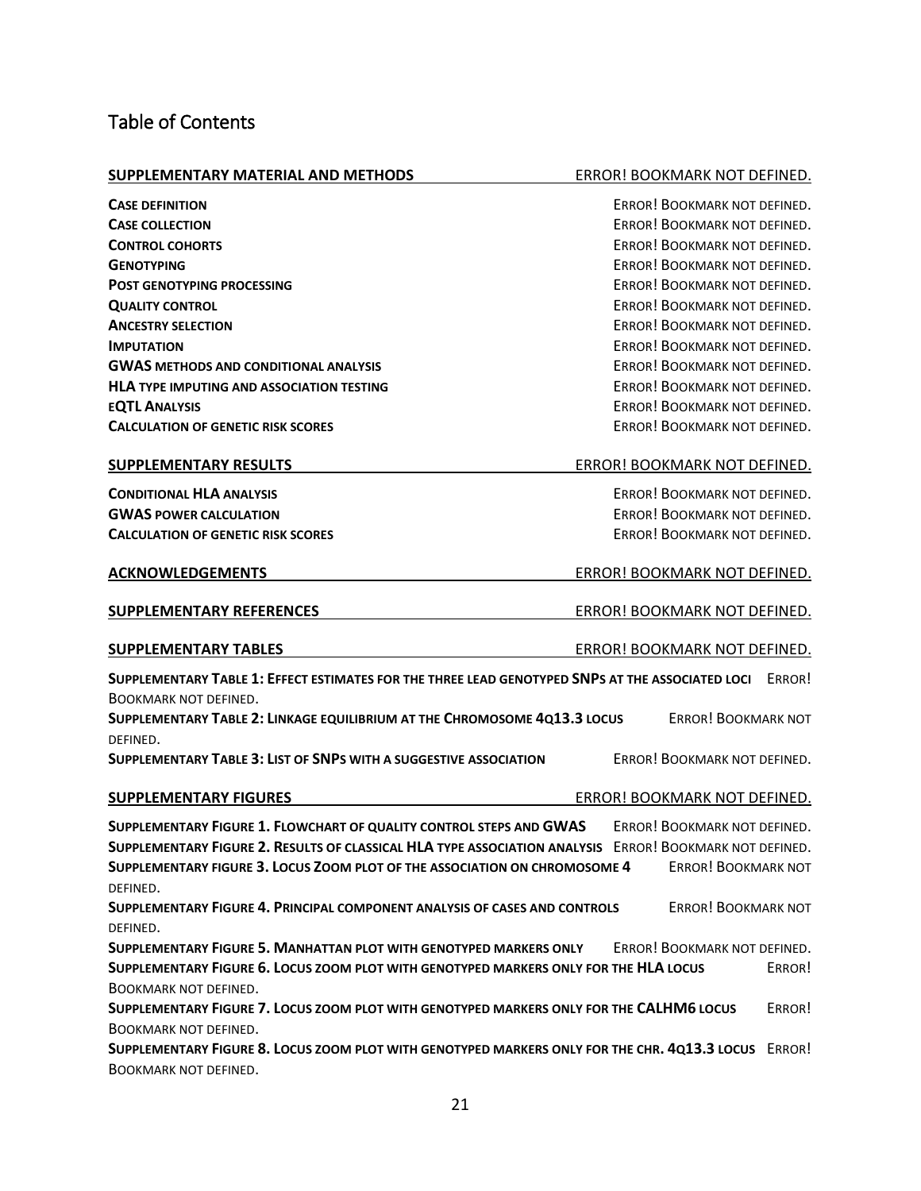## Table of Contents

**SUPPLEMENTARY MATERIAL AND METHODS** ERROR! BOOKMARK NOT DEFINED.

**CASE DEFINITION** ERROR! BOOKMARK NOT DEFINED.
**CASE COLLECTION** ERROR! BOOKMARK NOT DEFINED.
**CONTROL COHORTS** ERROR! BOOKMARK NOT DEFINED.
**GENOTYPING** ERROR! BOOKMARK NOT DEFINED.
**POST GENOTYPING PROCESSING** ERROR! BOOKMARK NOT DEFINED.
**QUALITY CONTROL** ERROR! BOOKMARK NOT DEFINED.
**ANCESTRY SELECTION** ERROR! BOOKMARK NOT DEFINED.
**IMPUTATION** ERROR! BOOKMARK NOT DEFINED.
**GWAS METHODS AND CONDITIONAL ANALYSIS** ERROR! BOOKMARK NOT DEFINED.
**HLA TYPE IMPUTING AND ASSOCIATION TESTING** ERROR! BOOKMARK NOT DEFINED.
**EQTL ANALYSIS** ERROR! BOOKMARK NOT DEFINED.
**CALCULATION OF GENETIC RISK SCORES** ERROR! BOOKMARK NOT DEFINED.

**SUPPLEMENTARY RESULTS** ERROR! BOOKMARK NOT DEFINED.

**CONDITIONAL HLA ANALYSIS** ERROR! BOOKMARK NOT DEFINED.
**GWAS POWER CALCULATION** ERROR! BOOKMARK NOT DEFINED.
**CALCULATION OF GENETIC RISK SCORES** ERROR! BOOKMARK NOT DEFINED.

**ACKNOWLEDGEMENTS** ERROR! BOOKMARK NOT DEFINED.

**SUPPLEMENTARY REFERENCES** ERROR! BOOKMARK NOT DEFINED.

**SUPPLEMENTARY TABLES** ERROR! BOOKMARK NOT DEFINED.

**SUPPLEMENTARY TABLE 1: EFFECT ESTIMATES FOR THE THREE LEAD GENOTYPED SNPS AT THE ASSOCIATED LOCI** ERROR! BOOKMARK NOT DEFINED.
**SUPPLEMENTARY TABLE 2: LINKAGE EQUILIBRIUM AT THE CHROMOSOME 4Q13.3 LOCUS** ERROR! BOOKMARK NOT DEFINED.
**SUPPLEMENTARY TABLE 3: LIST OF SNPS WITH A SUGGESTIVE ASSOCIATION** ERROR! BOOKMARK NOT DEFINED.

**SUPPLEMENTARY FIGURES** ERROR! BOOKMARK NOT DEFINED.

**SUPPLEMENTARY FIGURE 1. FLOWCHART OF QUALITY CONTROL STEPS AND GWAS** ERROR! BOOKMARK NOT DEFINED.
**SUPPLEMENTARY FIGURE 2. RESULTS OF CLASSICAL HLA TYPE ASSOCIATION ANALYSIS** ERROR! BOOKMARK NOT DEFINED.
**SUPPLEMENTARY FIGURE 3. LOCUS ZOOM PLOT OF THE ASSOCIATION ON CHROMOSOME 4** ERROR! BOOKMARK NOT DEFINED.
**SUPPLEMENTARY FIGURE 4. PRINCIPAL COMPONENT ANALYSIS OF CASES AND CONTROLS** ERROR! BOOKMARK NOT DEFINED.
**SUPPLEMENTARY FIGURE 5. MANHATTAN PLOT WITH GENOTYPED MARKERS ONLY** ERROR! BOOKMARK NOT DEFINED.
**SUPPLEMENTARY FIGURE 6. LOCUS ZOOM PLOT WITH GENOTYPED MARKERS ONLY FOR THE HLA LOCUS** ERROR! BOOKMARK NOT DEFINED.
**SUPPLEMENTARY FIGURE 7. LOCUS ZOOM PLOT WITH GENOTYPED MARKERS ONLY FOR THE CALHM6 LOCUS** ERROR! BOOKMARK NOT DEFINED.
**SUPPLEMENTARY FIGURE 8. LOCUS ZOOM PLOT WITH GENOTYPED MARKERS ONLY FOR THE CHR. 4Q13.3 LOCUS** ERROR! BOOKMARK NOT DEFINED.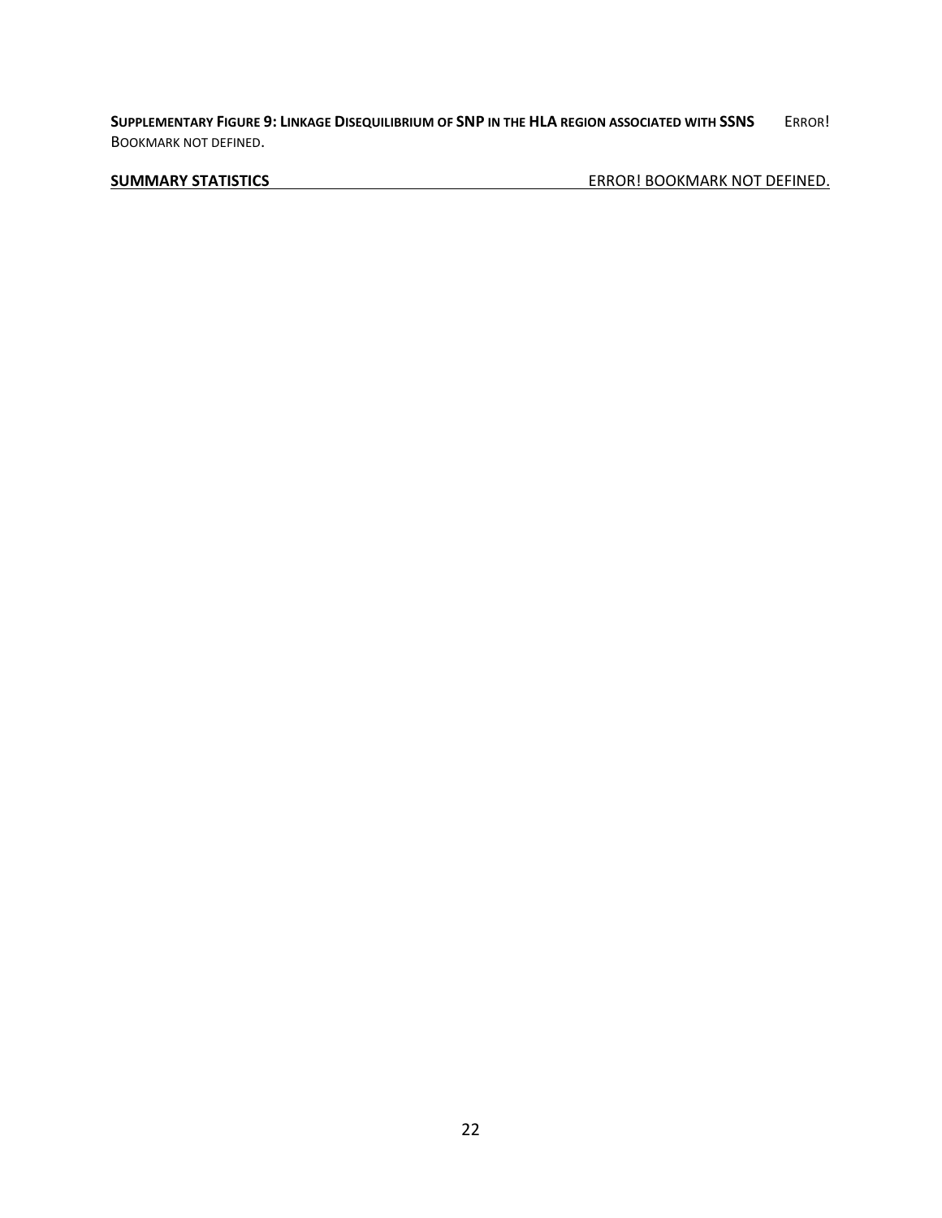**SUPPLEMENTARY FIGURE 9: LINKAGE DISEQUILIBRIUM OF SNP IN THE HLA REGION ASSOCIATED WITH SSNS** ERROR! BOOKMARK NOT DEFINED.

**SUMMARY STATISTICS** ERROR! BOOKMARK NOT DEFINED.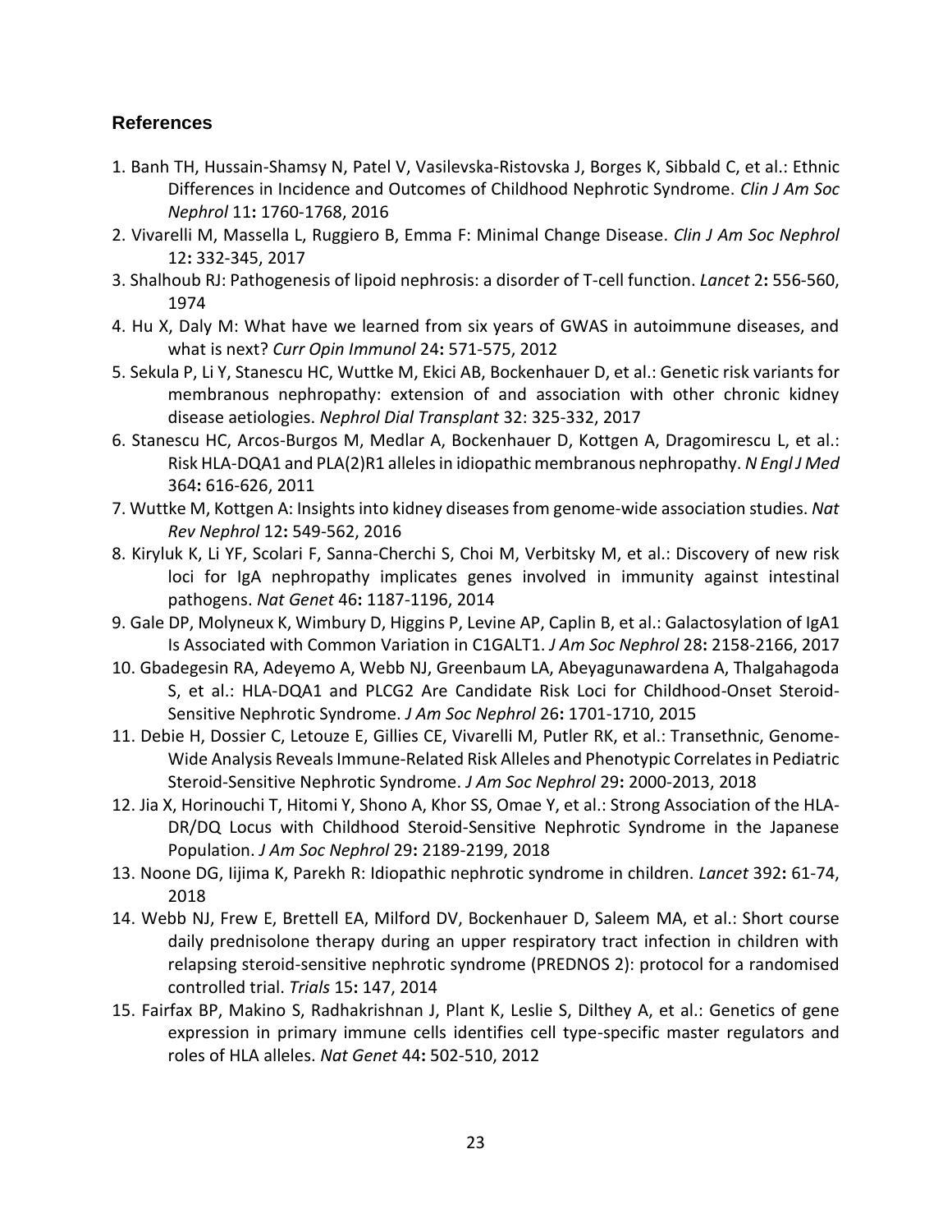## References

1. Banh TH, Hussain-Shamsy N, Patel V, Vasilevska-Ristovska J, Borges K, Sibbald C, et al.: Ethnic Differences in Incidence and Outcomes of Childhood Nephrotic Syndrome. *Clin J Am Soc Nephrol* 11**:** 1760-1768, 2016
2. Vivarelli M, Massella L, Ruggiero B, Emma F: Minimal Change Disease. *Clin J Am Soc Nephrol* 12**:** 332-345, 2017
3. Shalhoub RJ: Pathogenesis of lipoid nephrosis: a disorder of T-cell function. *Lancet* 2**:** 556-560, 1974
4. Hu X, Daly M: What have we learned from six years of GWAS in autoimmune diseases, and what is next? *Curr Opin Immunol* 24**:** 571-575, 2012
5. Sekula P, Li Y, Stanescu HC, Wuttke M, Ekici AB, Bockenhauer D, et al.: Genetic risk variants for membranous nephropathy: extension of and association with other chronic kidney disease aetiologies. *Nephrol Dial Transplant* 32: 325-332, 2017
6. Stanescu HC, Arcos-Burgos M, Medlar A, Bockenhauer D, Kottgen A, Dragomirescu L, et al.: Risk HLA-DQA1 and PLA(2)R1 alleles in idiopathic membranous nephropathy. *N Engl J Med* 364**:** 616-626, 2011
7. Wuttke M, Kottgen A: Insights into kidney diseases from genome-wide association studies. *Nat Rev Nephrol* 12**:** 549-562, 2016
8. Kiryluk K, Li YF, Scolari F, Sanna-Cherchi S, Choi M, Verbitsky M, et al.: Discovery of new risk loci for IgA nephropathy implicates genes involved in immunity against intestinal pathogens. *Nat Genet* 46**:** 1187-1196, 2014
9. Gale DP, Molyneux K, Wimbury D, Higgins P, Levine AP, Caplin B, et al.: Galactosylation of IgA1 Is Associated with Common Variation in C1GALT1. *J Am Soc Nephrol* 28**:** 2158-2166, 2017
10. Gbadegesin RA, Adeyemo A, Webb NJ, Greenbaum LA, Abeyagunawardena A, Thalgahagoda S, et al.: HLA-DQA1 and PLCG2 Are Candidate Risk Loci for Childhood-Onset Steroid-Sensitive Nephrotic Syndrome. *J Am Soc Nephrol* 26**:** 1701-1710, 2015
11. Debie H, Dossier C, Letouze E, Gillies CE, Vivarelli M, Putler RK, et al.: Transethnic, Genome-Wide Analysis Reveals Immune-Related Risk Alleles and Phenotypic Correlates in Pediatric Steroid-Sensitive Nephrotic Syndrome. *J Am Soc Nephrol* 29**:** 2000-2013, 2018
12. Jia X, Horinouchi T, Hitomi Y, Shono A, Khor SS, Omae Y, et al.: Strong Association of the HLA-DR/DQ Locus with Childhood Steroid-Sensitive Nephrotic Syndrome in the Japanese Population. *J Am Soc Nephrol* 29**:** 2189-2199, 2018
13. Noone DG, Iijima K, Parekh R: Idiopathic nephrotic syndrome in children. *Lancet* 392**:** 61-74, 2018
14. Webb NJ, Frew E, Brettell EA, Milford DV, Bockenhauer D, Saleem MA, et al.: Short course daily prednisolone therapy during an upper respiratory tract infection in children with relapsing steroid-sensitive nephrotic syndrome (PREDNOS 2): protocol for a randomised controlled trial. *Trials* 15**:** 147, 2014
15. Fairfax BP, Makino S, Radhakrishnan J, Plant K, Leslie S, Dilthey A, et al.: Genetics of gene expression in primary immune cells identifies cell type-specific master regulators and roles of HLA alleles. *Nat Genet* 44**:** 502-510, 2012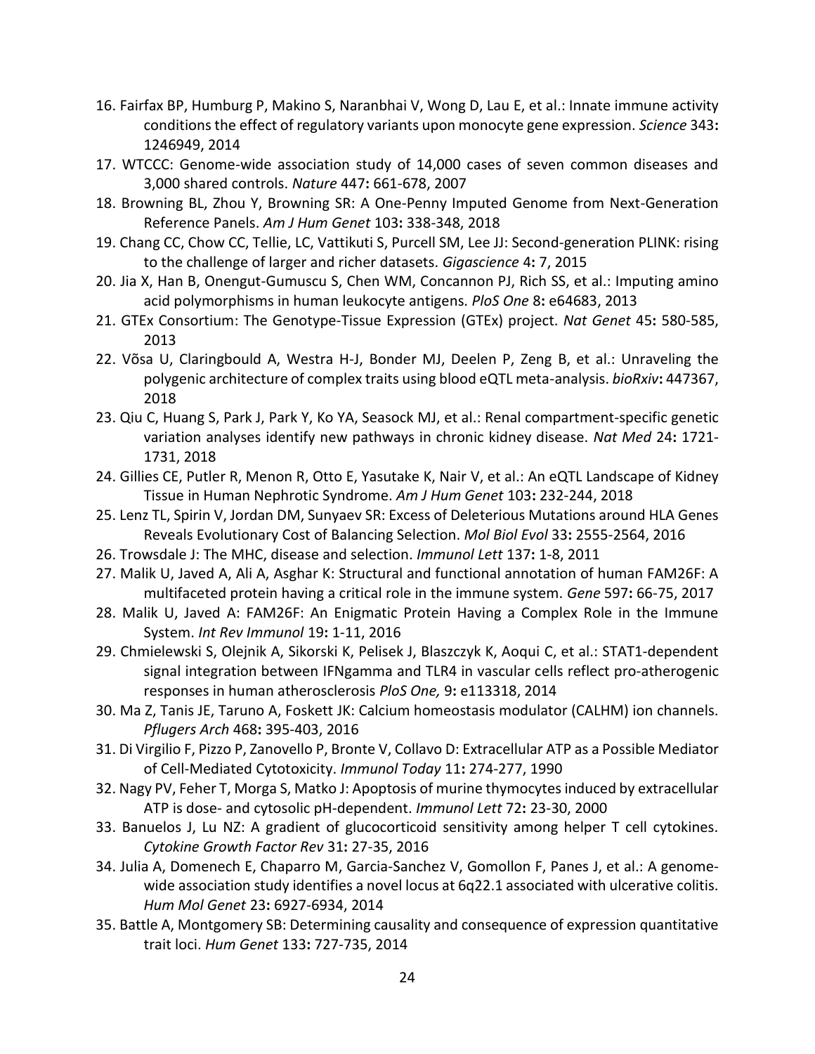16. Fairfax BP, Humburg P, Makino S, Naranbhai V, Wong D, Lau E, et al.: Innate immune activity conditions the effect of regulatory variants upon monocyte gene expression. *Science* 343**:** 1246949, 2014
17. WTCCC: Genome-wide association study of 14,000 cases of seven common diseases and 3,000 shared controls. *Nature* 447**:** 661-678, 2007
18. Browning BL, Zhou Y, Browning SR: A One-Penny Imputed Genome from Next-Generation Reference Panels. *Am J Hum Genet* 103**:** 338-348, 2018
19. Chang CC, Chow CC, Tellie, LC, Vattikuti S, Purcell SM, Lee JJ: Second-generation PLINK: rising to the challenge of larger and richer datasets. *Gigascience* 4**:** 7, 2015
20. Jia X, Han B, Onengut-Gumuscu S, Chen WM, Concannon PJ, Rich SS, et al.: Imputing amino acid polymorphisms in human leukocyte antigens. *PloS One* 8**:** e64683, 2013
21. GTEx Consortium: The Genotype-Tissue Expression (GTEx) project. *Nat Genet* 45**:** 580-585, 2013
22. Võsa U, Claringbould A, Westra H-J, Bonder MJ, Deelen P, Zeng B, et al.: Unraveling the polygenic architecture of complex traits using blood eQTL meta-analysis. *bioRxiv***:** 447367, 2018
23. Qiu C, Huang S, Park J, Park Y, Ko YA, Seasock MJ, et al.: Renal compartment-specific genetic variation analyses identify new pathways in chronic kidney disease. *Nat Med* 24**:** 1721-1731, 2018
24. Gillies CE, Putler R, Menon R, Otto E, Yasutake K, Nair V, et al.: An eQTL Landscape of Kidney Tissue in Human Nephrotic Syndrome. *Am J Hum Genet* 103**:** 232-244, 2018
25. Lenz TL, Spirin V, Jordan DM, Sunyaev SR: Excess of Deleterious Mutations around HLA Genes Reveals Evolutionary Cost of Balancing Selection. *Mol Biol Evol* 33**:** 2555-2564, 2016
26. Trowsdale J: The MHC, disease and selection. *Immunol Lett* 137**:** 1-8, 2011
27. Malik U, Javed A, Ali A, Asghar K: Structural and functional annotation of human FAM26F: A multifaceted protein having a critical role in the immune system. *Gene* 597**:** 66-75, 2017
28. Malik U, Javed A: FAM26F: An Enigmatic Protein Having a Complex Role in the Immune System. *Int Rev Immunol* 19**:** 1-11, 2016
29. Chmielewski S, Olejnik A, Sikorski K, Pelisek J, Blaszczyk K, Aoqui C, et al.: STAT1-dependent signal integration between IFNgamma and TLR4 in vascular cells reflect pro-atherogenic responses in human atherosclerosis *PloS One,* 9**:** e113318, 2014
30. Ma Z, Tanis JE, Taruno A, Foskett JK: Calcium homeostasis modulator (CALHM) ion channels. *Pflugers Arch* 468**:** 395-403, 2016
31. Di Virgilio F, Pizzo P, Zanovello P, Bronte V, Collavo D: Extracellular ATP as a Possible Mediator of Cell-Mediated Cytotoxicity. *Immunol Today* 11**:** 274-277, 1990
32. Nagy PV, Feher T, Morga S, Matko J: Apoptosis of murine thymocytes induced by extracellular ATP is dose- and cytosolic pH-dependent. *Immunol Lett* 72**:** 23-30, 2000
33. Banuelos J, Lu NZ: A gradient of glucocorticoid sensitivity among helper T cell cytokines. *Cytokine Growth Factor Rev* 31**:** 27-35, 2016
34. Julia A, Domenech E, Chaparro M, Garcia-Sanchez V, Gomollon F, Panes J, et al.: A genome-wide association study identifies a novel locus at 6q22.1 associated with ulcerative colitis. *Hum Mol Genet* 23**:** 6927-6934, 2014
35. Battle A, Montgomery SB: Determining causality and consequence of expression quantitative trait loci. *Hum Genet* 133**:** 727-735, 2014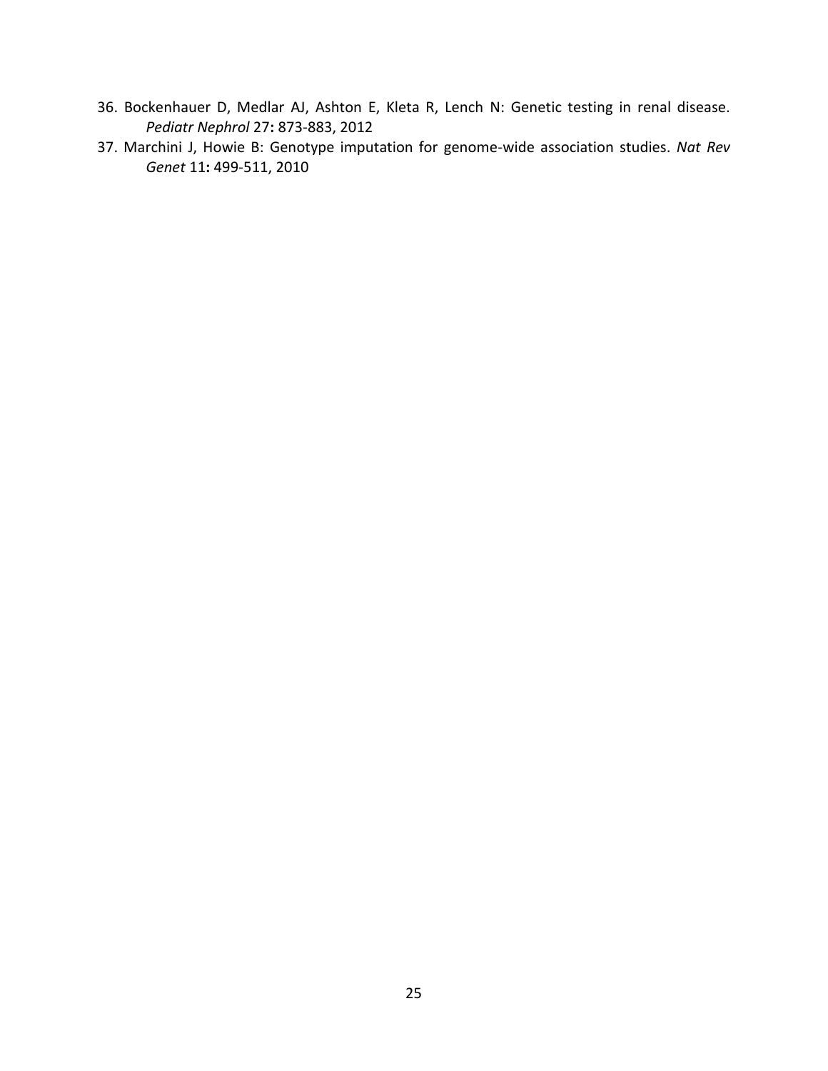36. Bockenhauer D, Medlar AJ, Ashton E, Kleta R, Lench N: Genetic testing in renal disease. *Pediatr Nephrol* 27**:** 873-883, 2012
37. Marchini J, Howie B: Genotype imputation for genome-wide association studies. *Nat Rev Genet* 11**:** 499-511, 2010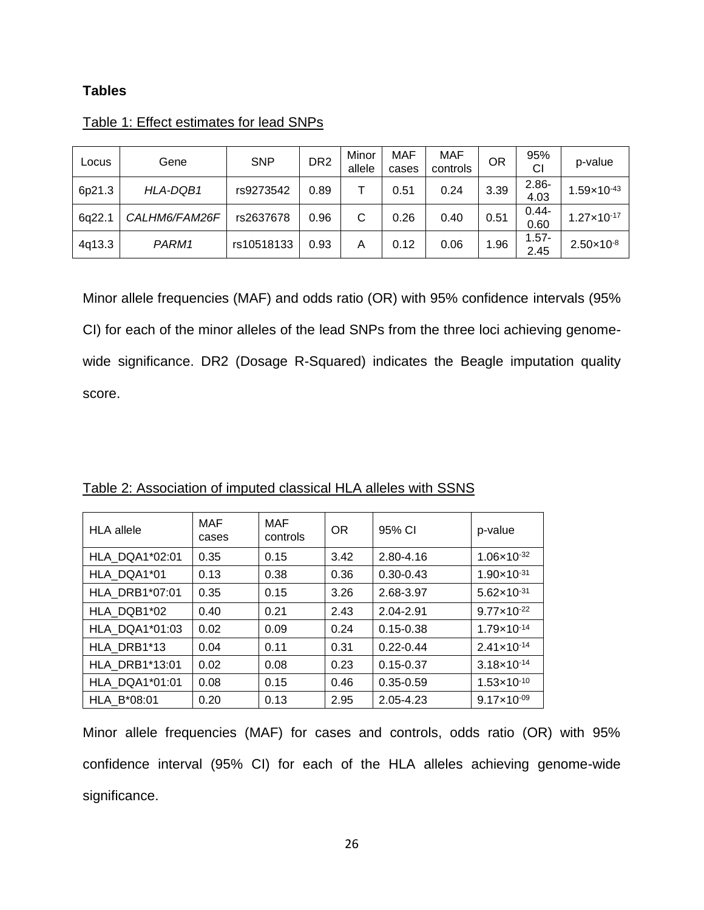**Tables**

Table 1: Effect estimates for lead SNPs

| Locus | Gene | SNP | DR2 | Minor allele | MAF cases | MAF controls | OR | 95% CI | p-value |
|---|---|---|---|---|---|---|---|---|---|
| 6p21.3 | *HLA-DQB1* | rs9273542 | 0.89 | T | 0.51 | 0.24 | 3.39 | 2.86-4.03 | $1.59\times10^{-43}$ |
| 6q22.1 | *CALHM6/FAM26F* | rs2637678 | 0.96 | C | 0.26 | 0.40 | 0.51 | 0.44-0.60 | $1.27\times10^{-17}$ |
| 4q13.3 | *PARM1* | rs10518133 | 0.93 | A | 0.12 | 0.06 | 1.96 | 1.57-2.45 | $2.50\times10^{-8}$ |

Minor allele frequencies (MAF) and odds ratio (OR) with 95% confidence intervals (95% CI) for each of the minor alleles of the lead SNPs from the three loci achieving genome-wide significance. DR2 (Dosage R-Squared) indicates the Beagle imputation quality score.

Table 2: Association of imputed classical HLA alleles with SSNS

| HLA allele | MAF cases | MAF controls | OR | 95% CI | p-value |
|---|---|---|---|---|---|
| HLA_DQA1*02:01 | 0.35 | 0.15 | 3.42 | 2.80-4.16 | $1.06\times10^{-32}$ |
| HLA_DQA1*01 | 0.13 | 0.38 | 0.36 | 0.30-0.43 | $1.90\times10^{-31}$ |
| HLA_DRB1*07:01 | 0.35 | 0.15 | 3.26 | 2.68-3.97 | $5.62\times10^{-31}$ |
| HLA_DQB1*02 | 0.40 | 0.21 | 2.43 | 2.04-2.91 | $9.77\times10^{-22}$ |
| HLA_DQA1*01:03 | 0.02 | 0.09 | 0.24 | 0.15-0.38 | $1.79\times10^{-14}$ |
| HLA_DRB1*13 | 0.04 | 0.11 | 0.31 | 0.22-0.44 | $2.41\times10^{-14}$ |
| HLA_DRB1*13:01 | 0.02 | 0.08 | 0.23 | 0.15-0.37 | $3.18\times10^{-14}$ |
| HLA_DQA1*01:01 | 0.08 | 0.15 | 0.46 | 0.35-0.59 | $1.53\times10^{-10}$ |
| HLA_B*08:01 | 0.20 | 0.13 | 2.95 | 2.05-4.23 | $9.17\times10^{-09}$ |

Minor allele frequencies (MAF) for cases and controls, odds ratio (OR) with 95% confidence interval (95% CI) for each of the HLA alleles achieving genome-wide significance.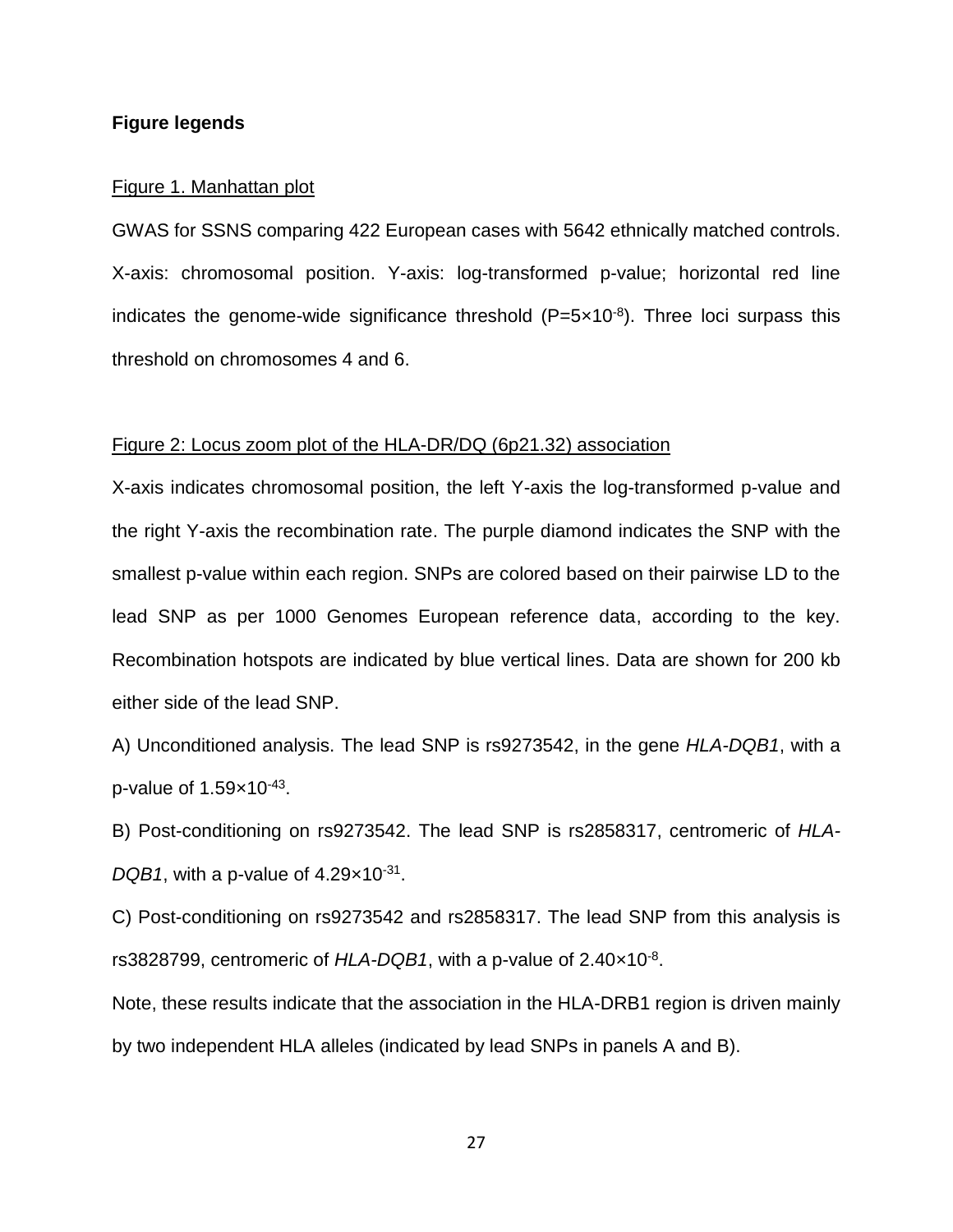**Figure legends**

Figure 1. Manhattan plot

GWAS for SSNS comparing 422 European cases with 5642 ethnically matched controls. X-axis: chromosomal position. Y-axis: log-transformed p-value; horizontal red line indicates the genome-wide significance threshold ($P=5\times10^{-8}$). Three loci surpass this threshold on chromosomes 4 and 6.

Figure 2: Locus zoom plot of the HLA-DR/DQ (6p21.32) association

X-axis indicates chromosomal position, the left Y-axis the log-transformed p-value and the right Y-axis the recombination rate. The purple diamond indicates the SNP with the smallest p-value within each region. SNPs are colored based on their pairwise LD to the lead SNP as per 1000 Genomes European reference data, according to the key. Recombination hotspots are indicated by blue vertical lines. Data are shown for 200 kb either side of the lead SNP.

A) Unconditioned analysis. The lead SNP is rs9273542, in the gene *HLA-DQB1*, with a p-value of $1.59\times10^{-43}$.

B) Post-conditioning on rs9273542. The lead SNP is rs2858317, centromeric of *HLA-DQB1*, with a p-value of $4.29\times10^{-31}$.

C) Post-conditioning on rs9273542 and rs2858317. The lead SNP from this analysis is rs3828799, centromeric of *HLA-DQB1*, with a p-value of $2.40\times10^{-8}$.

Note, these results indicate that the association in the HLA-DRB1 region is driven mainly by two independent HLA alleles (indicated by lead SNPs in panels A and B).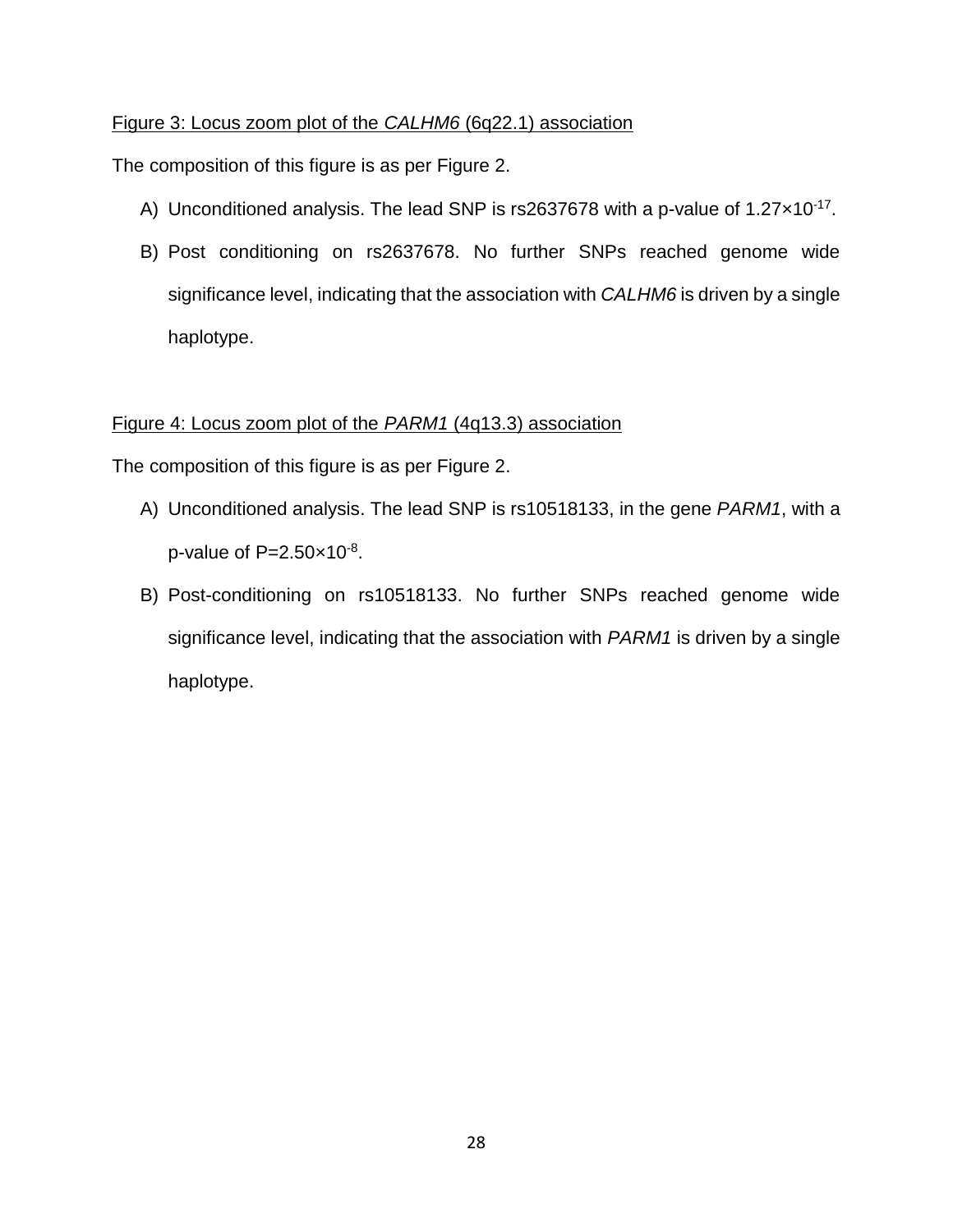Figure 3: Locus zoom plot of the *CALHM6* (6q22.1) association

The composition of this figure is as per Figure 2.

A) Unconditioned analysis. The lead SNP is rs2637678 with a p-value of $1.27\times10^{-17}$.

B) Post conditioning on rs2637678. No further SNPs reached genome wide significance level, indicating that the association with *CALHM6* is driven by a single haplotype.

Figure 4: Locus zoom plot of the *PARM1* (4q13.3) association

The composition of this figure is as per Figure 2.

A) Unconditioned analysis. The lead SNP is rs10518133, in the gene *PARM1*, with a p-value of $P=2.50\times10^{-8}$.

B) Post-conditioning on rs10518133. No further SNPs reached genome wide significance level, indicating that the association with *PARM1* is driven by a single haplotype.